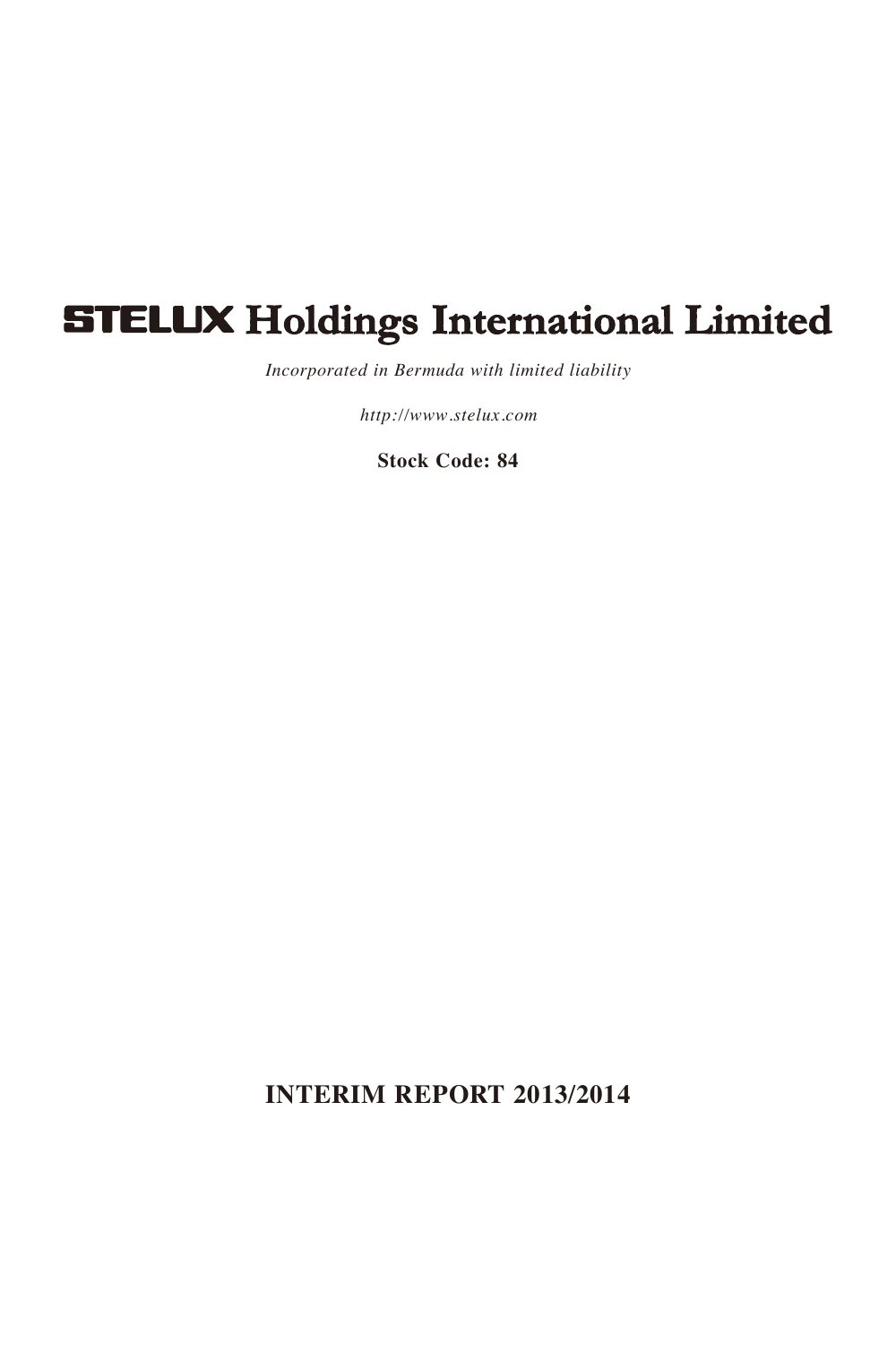# STELUX Holdings International Limited

*Incorporated in Bermuda with limited liability*

*http://www.stelux.com*

**Stock Code: 84**

## INTERIM REPORT 2013/2014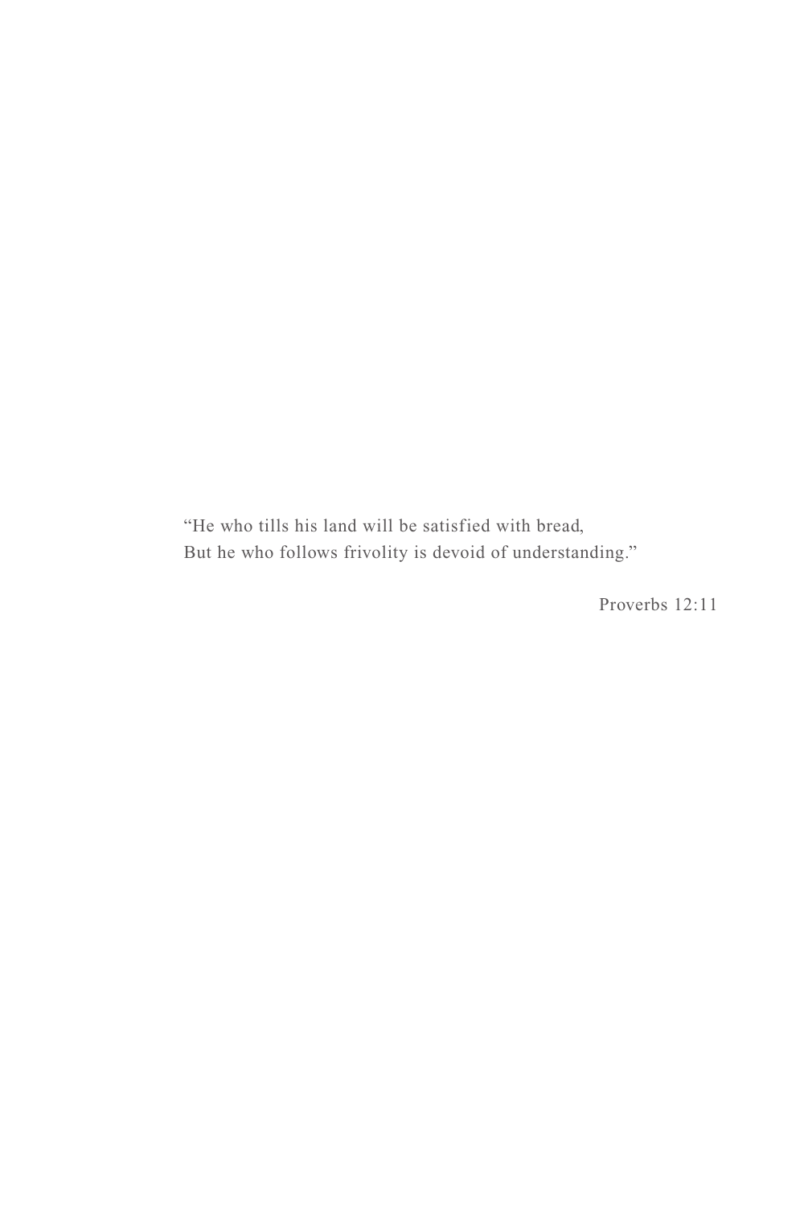"He who tills his land will be satisfied with bread,
But he who follows frivolity is devoid of understanding."

Proverbs 12:11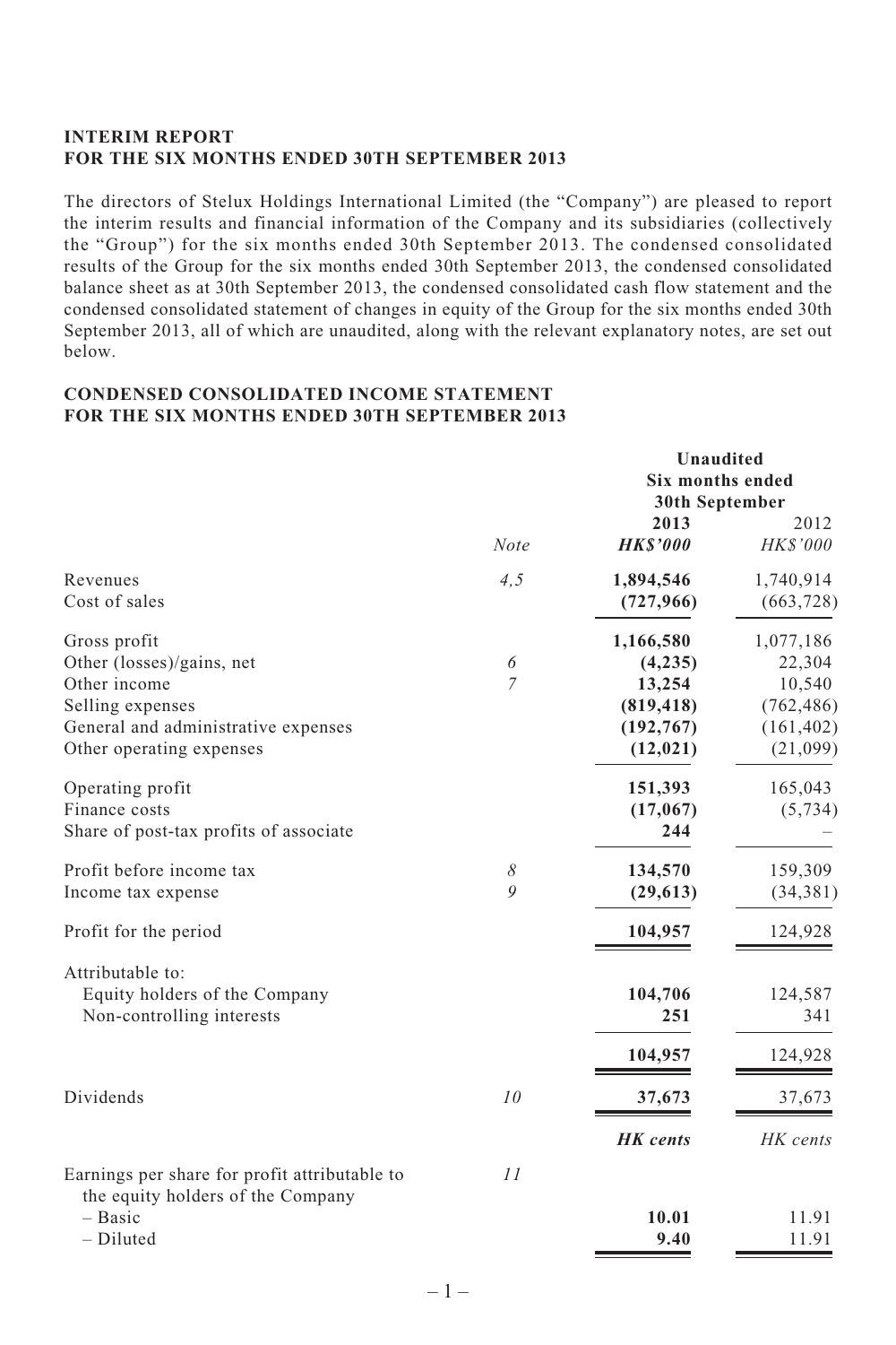**INTERIM REPORT**
**FOR THE SIX MONTHS ENDED 30TH SEPTEMBER 2013**

The directors of Stelux Holdings International Limited (the "Company") are pleased to report the interim results and financial information of the Company and its subsidiaries (collectively the "Group") for the six months ended 30th September 2013. The condensed consolidated results of the Group for the six months ended 30th September 2013, the condensed consolidated balance sheet as at 30th September 2013, the condensed consolidated cash flow statement and the condensed consolidated statement of changes in equity of the Group for the six months ended 30th September 2013, all of which are unaudited, along with the relevant explanatory notes, are set out below.

**CONDENSED CONSOLIDATED INCOME STATEMENT**
**FOR THE SIX MONTHS ENDED 30TH SEPTEMBER 2013**

| | | **Unaudited Six months ended 30th September** | |
|---|---|---|---|
| | | **2013** | 2012 |
| | *Note* | ***HK$'000*** | *HK$'000* |
| Revenues | *4,5* | **1,894,546** | 1,740,914 |
| Cost of sales | | **(727,966)** | (663,728) |
| Gross profit | | **1,166,580** | 1,077,186 |
| Other (losses)/gains, net | *6* | **(4,235)** | 22,304 |
| Other income | *7* | **13,254** | 10,540 |
| Selling expenses | | **(819,418)** | (762,486) |
| General and administrative expenses | | **(192,767)** | (161,402) |
| Other operating expenses | | **(12,021)** | (21,099) |
| Operating profit | | **151,393** | 165,043 |
| Finance costs | | **(17,067)** | (5,734) |
| Share of post-tax profits of associate | | **244** | – |
| Profit before income tax | *8* | **134,570** | 159,309 |
| Income tax expense | *9* | **(29,613)** | (34,381) |
| Profit for the period | | **104,957** | 124,928 |
| Attributable to: | | | |
| Equity holders of the Company | | **104,706** | 124,587 |
| Non-controlling interests | | **251** | 341 |
| | | **104,957** | 124,928 |
| Dividends | *10* | **37,673** | 37,673 |
| | | ***HK cents*** | *HK cents* |
| Earnings per share for profit attributable to the equity holders of the Company | *11* | | |
| – Basic | | **10.01** | 11.91 |
| – Diluted | | **9.40** | 11.91 |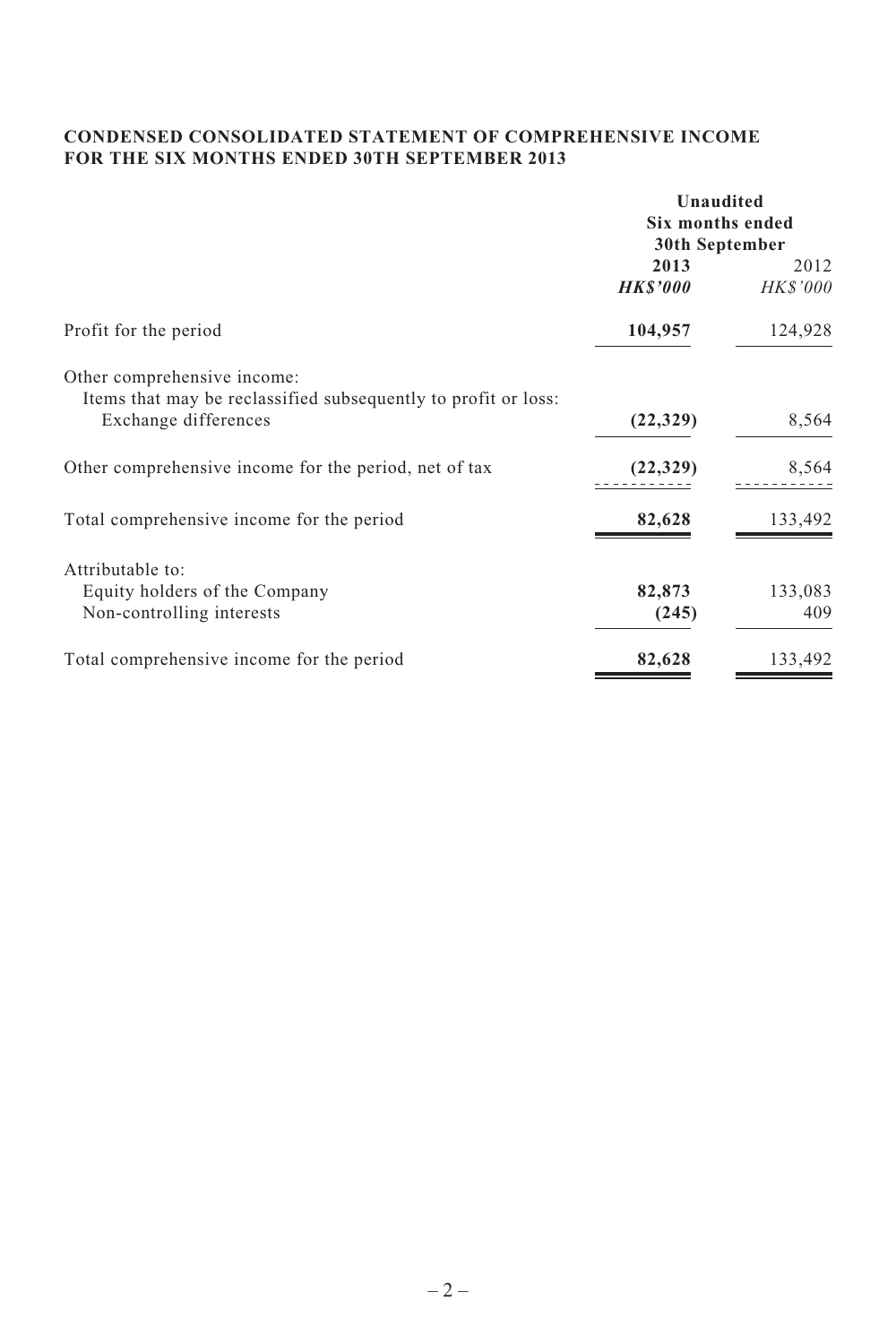## CONDENSED CONSOLIDATED STATEMENT OF COMPREHENSIVE INCOME FOR THE SIX MONTHS ENDED 30TH SEPTEMBER 2013

| | Unaudited Six months ended 30th September | |
|---|---|---|
| | **2013** | 2012 |
| | ***HK$'000*** | *HK$'000* |
| Profit for the period | **104,957** | 124,928 |
| Other comprehensive income: | | |
| Items that may be reclassified subsequently to profit or loss: | | |
| Exchange differences | **(22,329)** | 8,564 |
| Other comprehensive income for the period, net of tax | **(22,329)** | 8,564 |
| Total comprehensive income for the period | **82,628** | 133,492 |
| Attributable to: | | |
| Equity holders of the Company | **82,873** | 133,083 |
| Non-controlling interests | **(245)** | 409 |
| Total comprehensive income for the period | **82,628** | 133,492 |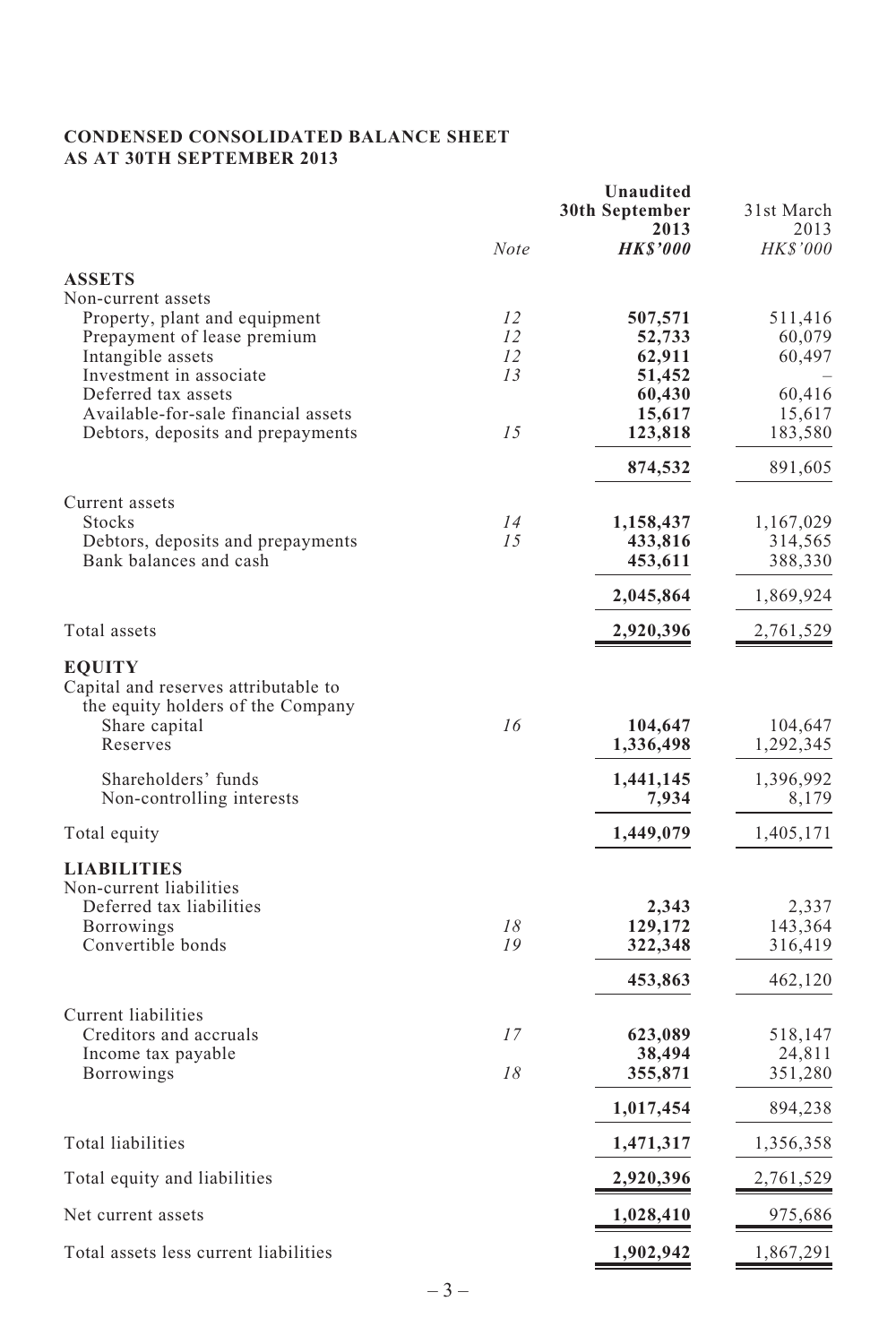**CONDENSED CONSOLIDATED BALANCE SHEET**
**AS AT 30TH SEPTEMBER 2013**

| | *Note* | **Unaudited 30th September 2013** ***HK$'000*** | 31st March 2013 *HK$'000* |
|---|---|---|---|
| **ASSETS** | | | |
| Non-current assets | | | |
| Property, plant and equipment | *12* | **507,571** | 511,416 |
| Prepayment of lease premium | *12* | **52,733** | 60,079 |
| Intangible assets | *12* | **62,911** | 60,497 |
| Investment in associate | *13* | **51,452** | – |
| Deferred tax assets | | **60,430** | 60,416 |
| Available-for-sale financial assets | | **15,617** | 15,617 |
| Debtors, deposits and prepayments | *15* | **123,818** | 183,580 |
| | | **874,532** | 891,605 |
| Current assets | | | |
| Stocks | *14* | **1,158,437** | 1,167,029 |
| Debtors, deposits and prepayments | *15* | **433,816** | 314,565 |
| Bank balances and cash | | **453,611** | 388,330 |
| | | **2,045,864** | 1,869,924 |
| Total assets | | **2,920,396** | 2,761,529 |
| **EQUITY** | | | |
| Capital and reserves attributable to the equity holders of the Company | | | |
| Share capital | *16* | **104,647** | 104,647 |
| Reserves | | **1,336,498** | 1,292,345 |
| Shareholders' funds | | **1,441,145** | 1,396,992 |
| Non-controlling interests | | **7,934** | 8,179 |
| Total equity | | **1,449,079** | 1,405,171 |
| **LIABILITIES** | | | |
| Non-current liabilities | | | |
| Deferred tax liabilities | | **2,343** | 2,337 |
| Borrowings | *18* | **129,172** | 143,364 |
| Convertible bonds | *19* | **322,348** | 316,419 |
| | | **453,863** | 462,120 |
| Current liabilities | | | |
| Creditors and accruals | *17* | **623,089** | 518,147 |
| Income tax payable | | **38,494** | 24,811 |
| Borrowings | *18* | **355,871** | 351,280 |
| | | **1,017,454** | 894,238 |
| Total liabilities | | **1,471,317** | 1,356,358 |
| Total equity and liabilities | | **2,920,396** | 2,761,529 |
| Net current assets | | **1,028,410** | 975,686 |
| Total assets less current liabilities | | **1,902,942** | 1,867,291 |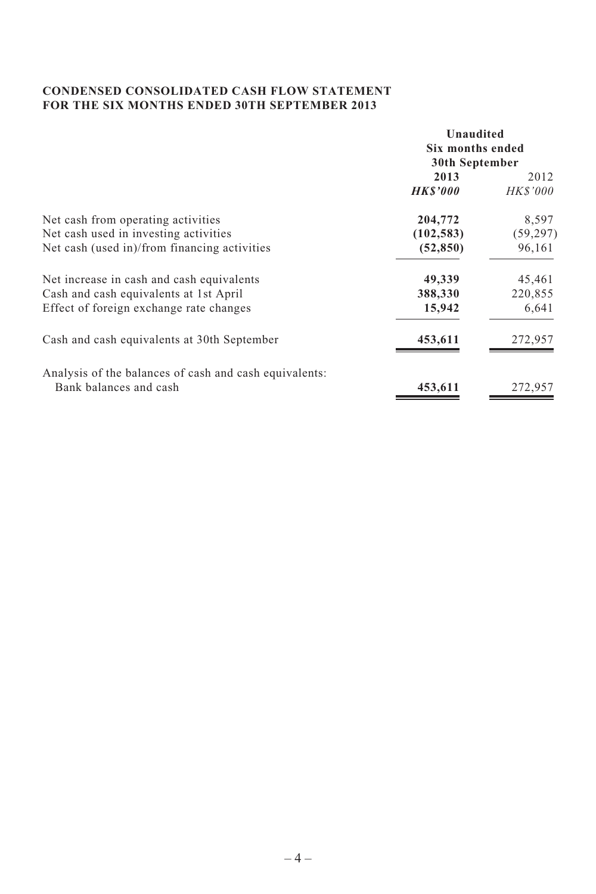**CONDENSED CONSOLIDATED CASH FLOW STATEMENT**
**FOR THE SIX MONTHS ENDED 30TH SEPTEMBER 2013**

| | Unaudited | |
|---|---|---|
| | Six months ended | |
| | 30th September | |
| | **2013** | 2012 |
| | ***HK$'000*** | *HK$'000* |
| Net cash from operating activities | **204,772** | 8,597 |
| Net cash used in investing activities | **(102,583)** | (59,297) |
| Net cash (used in)/from financing activities | **(52,850)** | 96,161 |
| Net increase in cash and cash equivalents | **49,339** | 45,461 |
| Cash and cash equivalents at 1st April | **388,330** | 220,855 |
| Effect of foreign exchange rate changes | **15,942** | 6,641 |
| Cash and cash equivalents at 30th September | **453,611** | 272,957 |
| Analysis of the balances of cash and cash equivalents: | | |
| Bank balances and cash | **453,611** | 272,957 |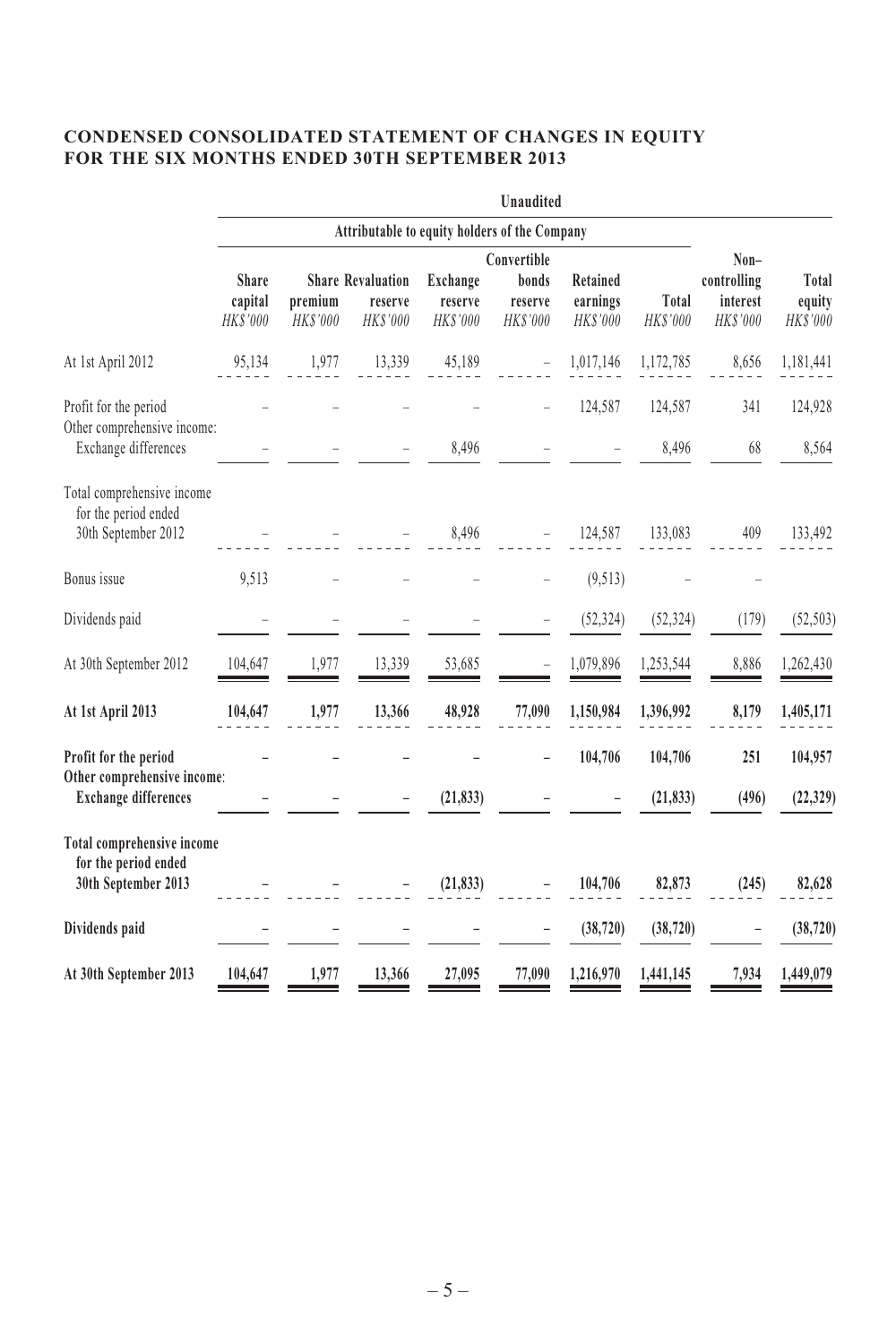## CONDENSED CONSOLIDATED STATEMENT OF CHANGES IN EQUITY FOR THE SIX MONTHS ENDED 30TH SEPTEMBER 2013

| | Unaudited | | | | | | | | |
|---|---|---|---|---|---|---|---|---|---|
| | Attributable to equity holders of the Company | | | | | | | | |
| | Share capital *HK$'000* | Share premium *HK$'000* | Revaluation reserve *HK$'000* | Exchange reserve *HK$'000* | Convertible bonds reserve *HK$'000* | Retained earnings *HK$'000* | Total *HK$'000* | Non–controlling interest *HK$'000* | Total equity *HK$'000* |
| At 1st April 2012 | 95,134 | 1,977 | 13,339 | 45,189 | – | 1,017,146 | 1,172,785 | 8,656 | 1,181,441 |
| Profit for the period | – | – | – | – | – | 124,587 | 124,587 | 341 | 124,928 |
| Other comprehensive income: | | | | | | | | | |
| Exchange differences | – | – | – | 8,496 | – | – | 8,496 | 68 | 8,564 |
| Total comprehensive income for the period ended 30th September 2012 | – | – | – | 8,496 | – | 124,587 | 133,083 | 409 | 133,492 |
| Bonus issue | 9,513 | – | – | – | – | (9,513) | – | – | |
| Dividends paid | – | – | – | – | – | (52,324) | (52,324) | (179) | (52,503) |
| At 30th September 2012 | 104,647 | 1,977 | 13,339 | 53,685 | – | 1,079,896 | 1,253,544 | 8,886 | 1,262,430 |
| **At 1st April 2013** | **104,647** | **1,977** | **13,366** | **48,928** | **77,090** | **1,150,984** | **1,396,992** | **8,179** | **1,405,171** |
| **Profit for the period** | **–** | **–** | **–** | **–** | **–** | **104,706** | **104,706** | **251** | **104,957** |
| **Other comprehensive income:** | | | | | | | | | |
| **Exchange differences** | **–** | **–** | **–** | **(21,833)** | **–** | **–** | **(21,833)** | **(496)** | **(22,329)** |
| **Total comprehensive income for the period ended 30th September 2013** | **–** | **–** | **–** | **(21,833)** | **–** | **104,706** | **82,873** | **(245)** | **82,628** |
| **Dividends paid** | **–** | **–** | **–** | **–** | **–** | **(38,720)** | **(38,720)** | **–** | **(38,720)** |
| **At 30th September 2013** | **104,647** | **1,977** | **13,366** | **27,095** | **77,090** | **1,216,970** | **1,441,145** | **7,934** | **1,449,079** |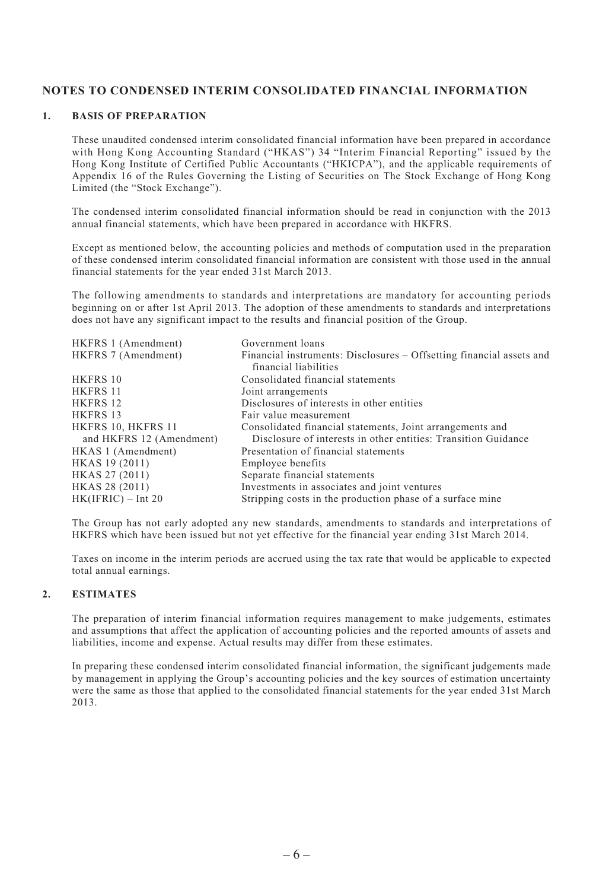# NOTES TO CONDENSED INTERIM CONSOLIDATED FINANCIAL INFORMATION

## 1. BASIS OF PREPARATION

These unaudited condensed interim consolidated financial information have been prepared in accordance with Hong Kong Accounting Standard ("HKAS") 34 "Interim Financial Reporting" issued by the Hong Kong Institute of Certified Public Accountants ("HKICPA"), and the applicable requirements of Appendix 16 of the Rules Governing the Listing of Securities on The Stock Exchange of Hong Kong Limited (the "Stock Exchange").

The condensed interim consolidated financial information should be read in conjunction with the 2013 annual financial statements, which have been prepared in accordance with HKFRS.

Except as mentioned below, the accounting policies and methods of computation used in the preparation of these condensed interim consolidated financial information are consistent with those used in the annual financial statements for the year ended 31st March 2013.

The following amendments to standards and interpretations are mandatory for accounting periods beginning on or after 1st April 2013. The adoption of these amendments to standards and interpretations does not have any significant impact to the results and financial position of the Group.

| | |
|---|---|
| HKFRS 1 (Amendment) | Government loans |
| HKFRS 7 (Amendment) | Financial instruments: Disclosures – Offsetting financial assets and financial liabilities |
| HKFRS 10 | Consolidated financial statements |
| HKFRS 11 | Joint arrangements |
| HKFRS 12 | Disclosures of interests in other entities |
| HKFRS 13 | Fair value measurement |
| HKFRS 10, HKFRS 11 and HKFRS 12 (Amendment) | Consolidated financial statements, Joint arrangements and Disclosure of interests in other entities: Transition Guidance |
| HKAS 1 (Amendment) | Presentation of financial statements |
| HKAS 19 (2011) | Employee benefits |
| HKAS 27 (2011) | Separate financial statements |
| HKAS 28 (2011) | Investments in associates and joint ventures |
| HK(IFRIC) – Int 20 | Stripping costs in the production phase of a surface mine |

The Group has not early adopted any new standards, amendments to standards and interpretations of HKFRS which have been issued but not yet effective for the financial year ending 31st March 2014.

Taxes on income in the interim periods are accrued using the tax rate that would be applicable to expected total annual earnings.

## 2. ESTIMATES

The preparation of interim financial information requires management to make judgements, estimates and assumptions that affect the application of accounting policies and the reported amounts of assets and liabilities, income and expense. Actual results may differ from these estimates.

In preparing these condensed interim consolidated financial information, the significant judgements made by management in applying the Group's accounting policies and the key sources of estimation uncertainty were the same as those that applied to the consolidated financial statements for the year ended 31st March 2013.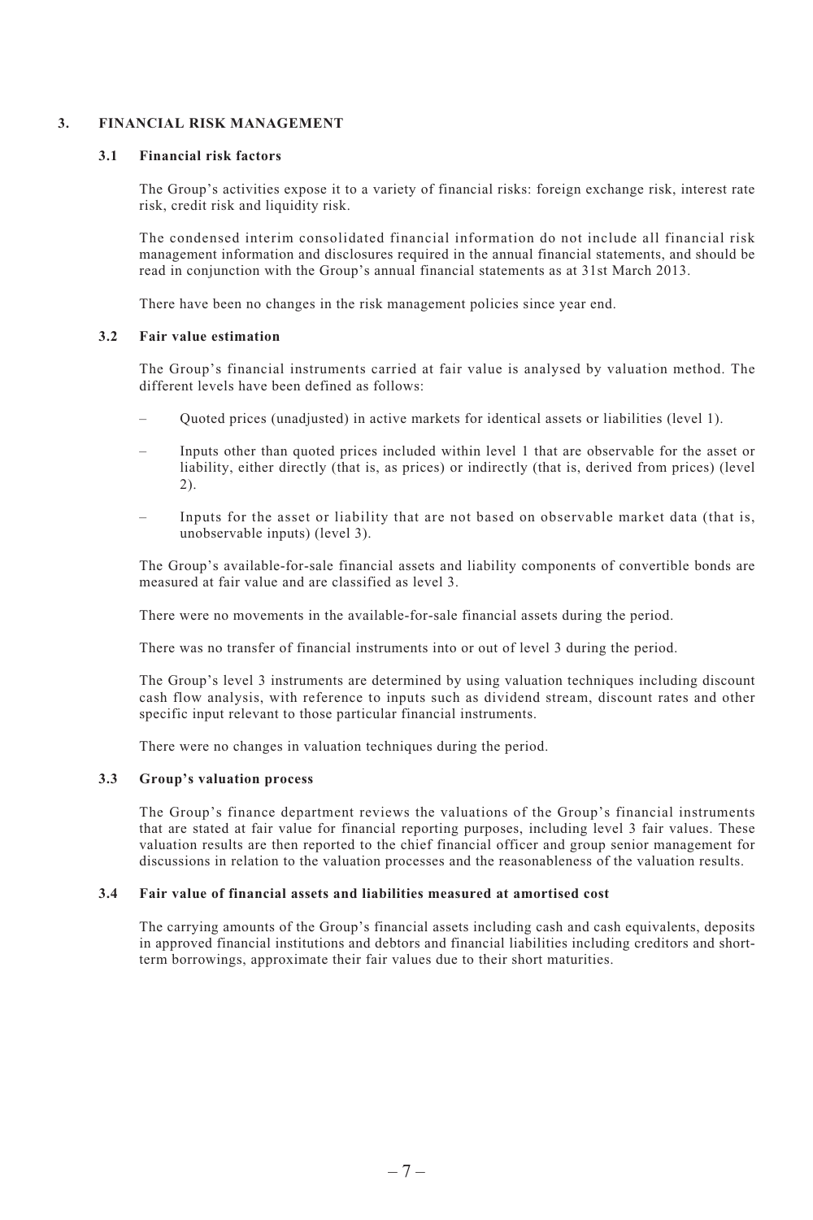## 3. FINANCIAL RISK MANAGEMENT

### 3.1 Financial risk factors

The Group's activities expose it to a variety of financial risks: foreign exchange risk, interest rate risk, credit risk and liquidity risk.

The condensed interim consolidated financial information do not include all financial risk management information and disclosures required in the annual financial statements, and should be read in conjunction with the Group's annual financial statements as at 31st March 2013.

There have been no changes in the risk management policies since year end.

### 3.2 Fair value estimation

The Group's financial instruments carried at fair value is analysed by valuation method. The different levels have been defined as follows:

- Quoted prices (unadjusted) in active markets for identical assets or liabilities (level 1).
- Inputs other than quoted prices included within level 1 that are observable for the asset or liability, either directly (that is, as prices) or indirectly (that is, derived from prices) (level 2).
- Inputs for the asset or liability that are not based on observable market data (that is, unobservable inputs) (level 3).

The Group's available-for-sale financial assets and liability components of convertible bonds are measured at fair value and are classified as level 3.

There were no movements in the available-for-sale financial assets during the period.

There was no transfer of financial instruments into or out of level 3 during the period.

The Group's level 3 instruments are determined by using valuation techniques including discount cash flow analysis, with reference to inputs such as dividend stream, discount rates and other specific input relevant to those particular financial instruments.

There were no changes in valuation techniques during the period.

### 3.3 Group's valuation process

The Group's finance department reviews the valuations of the Group's financial instruments that are stated at fair value for financial reporting purposes, including level 3 fair values. These valuation results are then reported to the chief financial officer and group senior management for discussions in relation to the valuation processes and the reasonableness of the valuation results.

### 3.4 Fair value of financial assets and liabilities measured at amortised cost

The carrying amounts of the Group's financial assets including cash and cash equivalents, deposits in approved financial institutions and debtors and financial liabilities including creditors and short-term borrowings, approximate their fair values due to their short maturities.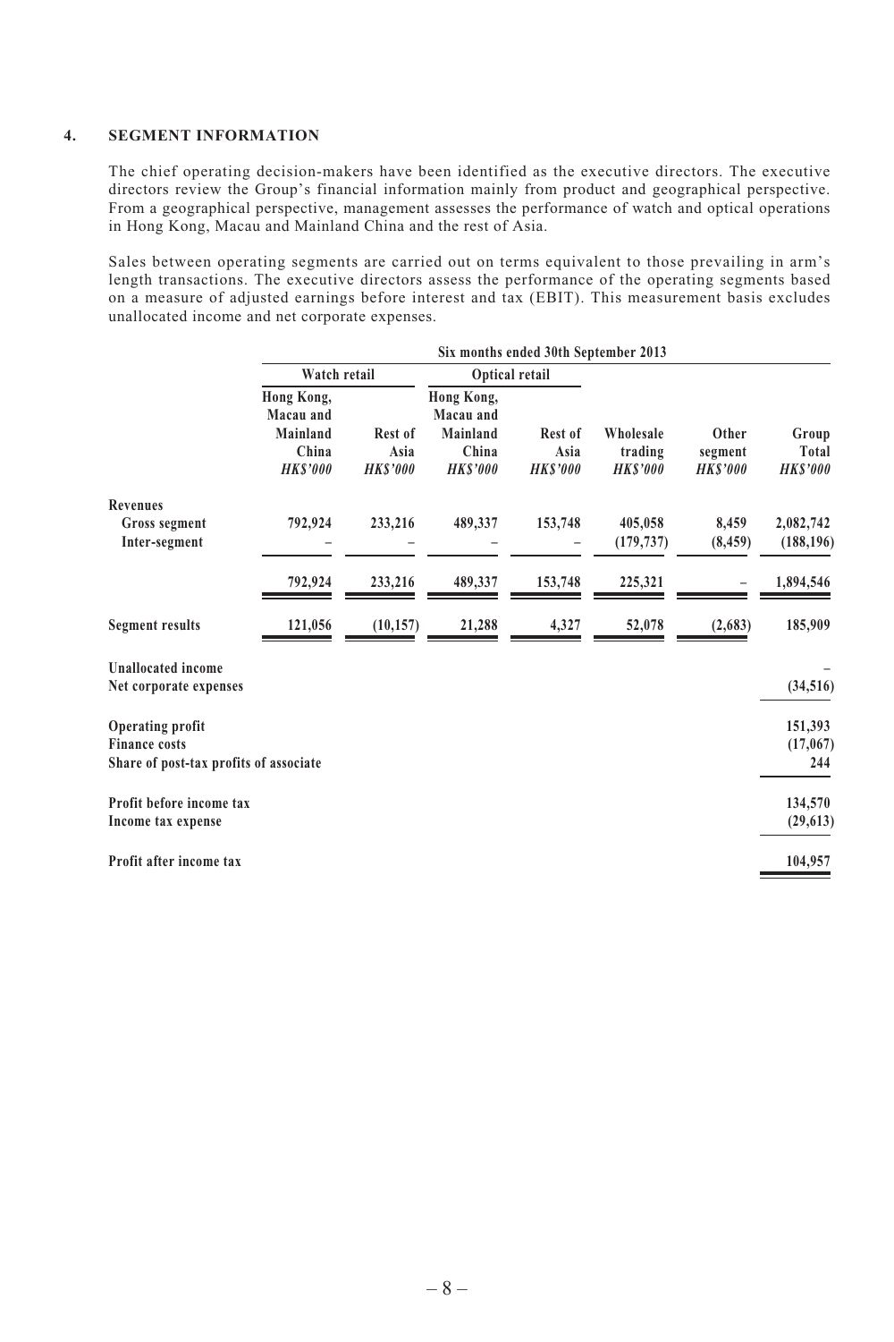## 4. SEGMENT INFORMATION

The chief operating decision-makers have been identified as the executive directors. The executive directors review the Group's financial information mainly from product and geographical perspective. From a geographical perspective, management assesses the performance of watch and optical operations in Hong Kong, Macau and Mainland China and the rest of Asia.

Sales between operating segments are carried out on terms equivalent to those prevailing in arm's length transactions. The executive directors assess the performance of the operating segments based on a measure of adjusted earnings before interest and tax (EBIT). This measurement basis excludes unallocated income and net corporate expenses.

| | Six months ended 30th September 2013 | | | | | | |
|---|---|---|---|---|---|---|---|
| | Watch retail | | Optical retail | | | | |
| | Hong Kong, Macau and Mainland China *HK$'000* | Rest of Asia *HK$'000* | Hong Kong, Macau and Mainland China *HK$'000* | Rest of Asia *HK$'000* | Wholesale trading *HK$'000* | Other segment *HK$'000* | Group Total *HK$'000* |
| **Revenues** | | | | | | | |
| Gross segment | 792,924 | 233,216 | 489,337 | 153,748 | 405,058 | 8,459 | 2,082,742 |
| Inter-segment | – | – | – | – | (179,737) | (8,459) | (188,196) |
| | 792,924 | 233,216 | 489,337 | 153,748 | 225,321 | – | 1,894,546 |
| **Segment results** | 121,056 | (10,157) | 21,288 | 4,327 | 52,078 | (2,683) | 185,909 |
| Unallocated income | | | | | | | – |
| Net corporate expenses | | | | | | | (34,516) |
| Operating profit | | | | | | | 151,393 |
| Finance costs | | | | | | | (17,067) |
| Share of post-tax profits of associate | | | | | | | 244 |
| Profit before income tax | | | | | | | 134,570 |
| Income tax expense | | | | | | | (29,613) |
| Profit after income tax | | | | | | | 104,957 |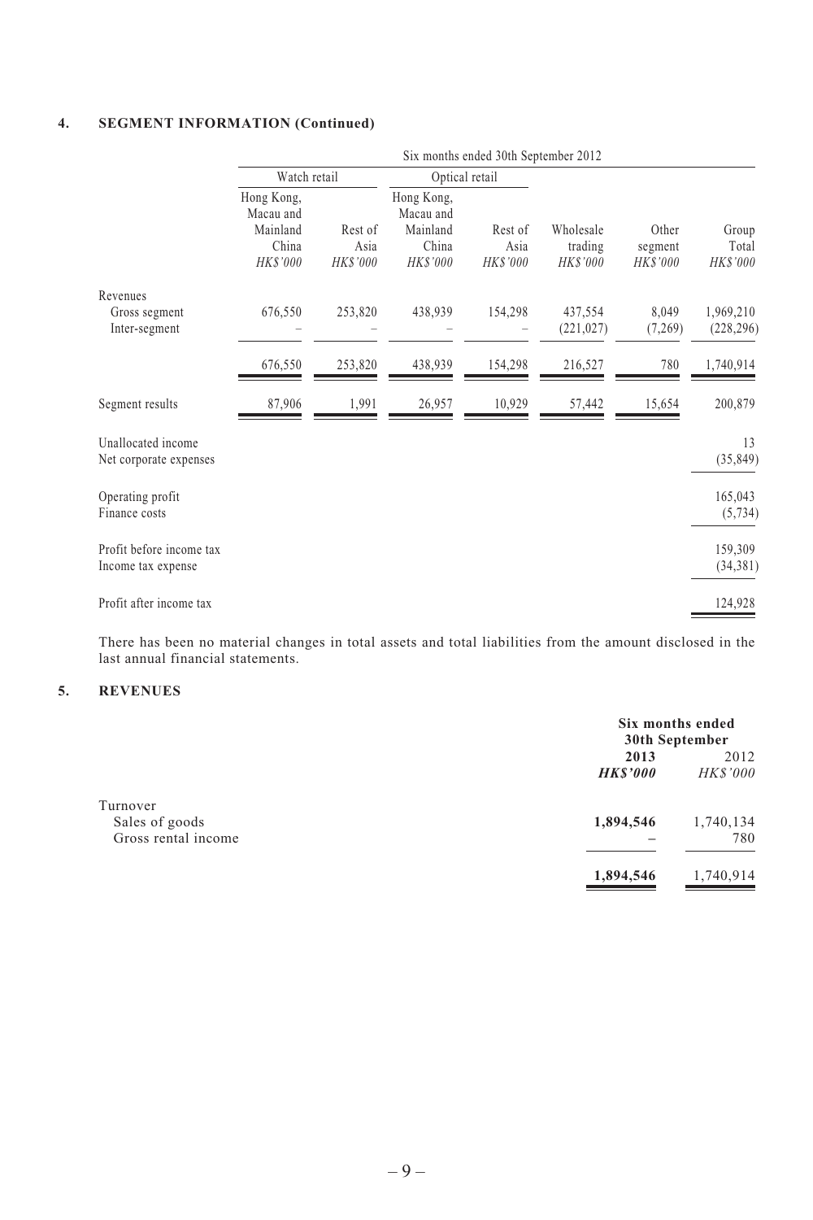## 4. SEGMENT INFORMATION (Continued)

| | Six months ended 30th September 2012 | | | | | | |
|---|---|---|---|---|---|---|---|
| | Watch retail | | Optical retail | | | | |
| | Hong Kong, Macau and Mainland China *HK$'000* | Rest of Asia *HK$'000* | Hong Kong, Macau and Mainland China *HK$'000* | Rest of Asia *HK$'000* | Wholesale trading *HK$'000* | Other segment *HK$'000* | Group Total *HK$'000* |
| Revenues | | | | | | | |
| Gross segment | 676,550 | 253,820 | 438,939 | 154,298 | 437,554 | 8,049 | 1,969,210 |
| Inter-segment | – | – | – | – | (221,027) | (7,269) | (228,296) |
| | 676,550 | 253,820 | 438,939 | 154,298 | 216,527 | 780 | 1,740,914 |
| Segment results | 87,906 | 1,991 | 26,957 | 10,929 | 57,442 | 15,654 | 200,879 |
| Unallocated income | | | | | | | 13 |
| Net corporate expenses | | | | | | | (35,849) |
| Operating profit | | | | | | | 165,043 |
| Finance costs | | | | | | | (5,734) |
| Profit before income tax | | | | | | | 159,309 |
| Income tax expense | | | | | | | (34,381) |
| Profit after income tax | | | | | | | 124,928 |

There has been no material changes in total assets and total liabilities from the amount disclosed in the last annual financial statements.

## 5. REVENUES

| | Six months ended 30th September | |
|---|---|---|
| | **2013** | 2012 |
| | ***HK$'000*** | *HK$'000* |
| Turnover | | |
| Sales of goods | **1,894,546** | 1,740,134 |
| Gross rental income | **–** | 780 |
| | **1,894,546** | 1,740,914 |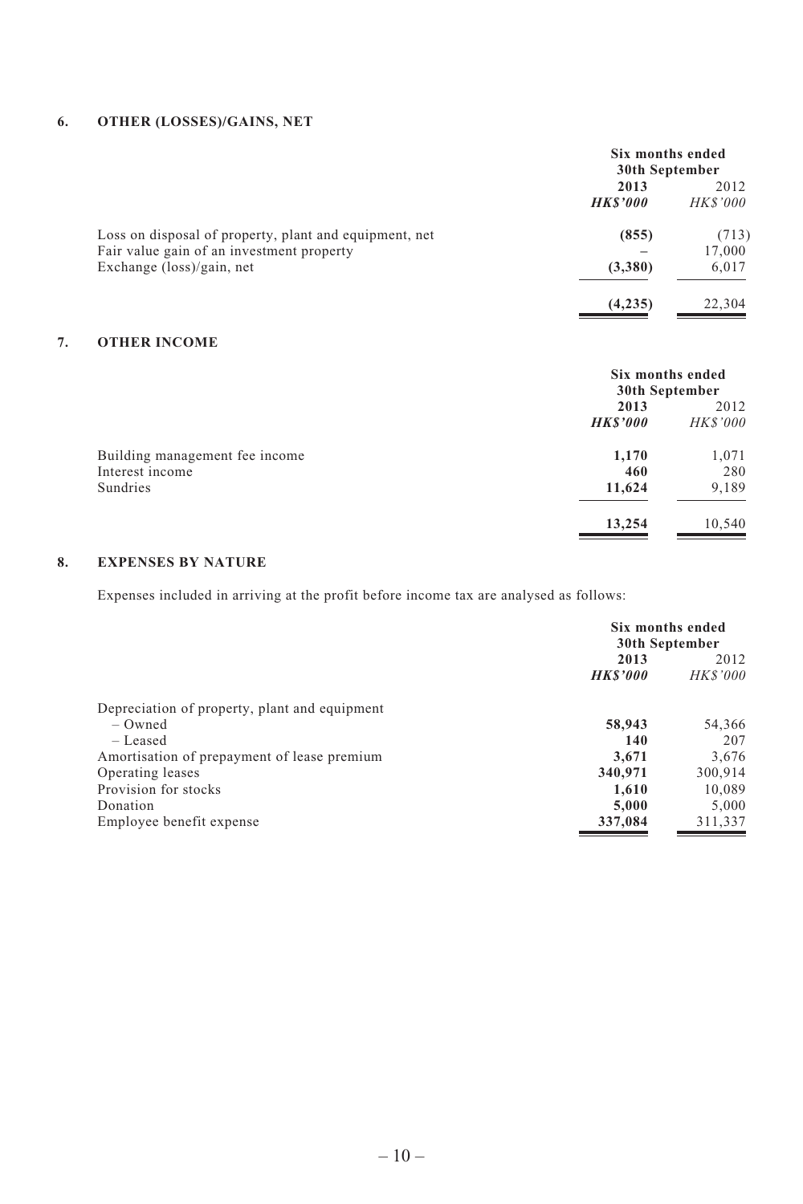## 6. OTHER (LOSSES)/GAINS, NET

| | Six months ended 30th September | |
|---|---|---|
| | **2013** | 2012 |
| | ***HK$'000*** | *HK$'000* |
| Loss on disposal of property, plant and equipment, net | **(855)** | (713) |
| Fair value gain of an investment property | **–** | 17,000 |
| Exchange (loss)/gain, net | **(3,380)** | 6,017 |
| | **(4,235)** | 22,304 |

## 7. OTHER INCOME

| | Six months ended 30th September | |
|---|---|---|
| | **2013** | 2012 |
| | ***HK$'000*** | *HK$'000* |
| Building management fee income | **1,170** | 1,071 |
| Interest income | **460** | 280 |
| Sundries | **11,624** | 9,189 |
| | **13,254** | 10,540 |

## 8. EXPENSES BY NATURE

Expenses included in arriving at the profit before income tax are analysed as follows:

| | Six months ended 30th September | |
|---|---|---|
| | **2013** | 2012 |
| | ***HK$'000*** | *HK$'000* |
| Depreciation of property, plant and equipment | | |
| – Owned | **58,943** | 54,366 |
| – Leased | **140** | 207 |
| Amortisation of prepayment of lease premium | **3,671** | 3,676 |
| Operating leases | **340,971** | 300,914 |
| Provision for stocks | **1,610** | 10,089 |
| Donation | **5,000** | 5,000 |
| Employee benefit expense | **337,084** | 311,337 |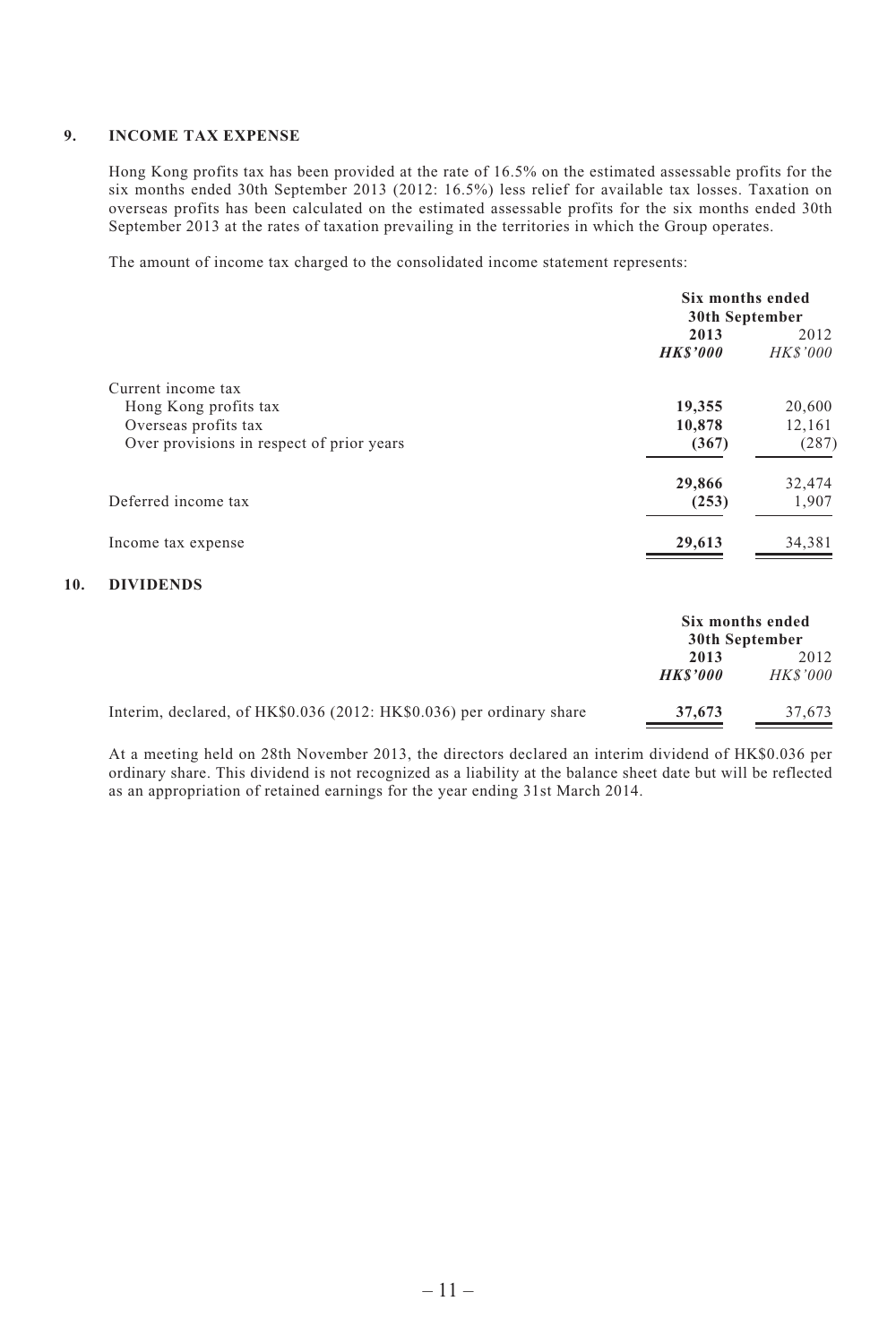## 9. INCOME TAX EXPENSE

Hong Kong profits tax has been provided at the rate of 16.5% on the estimated assessable profits for the six months ended 30th September 2013 (2012: 16.5%) less relief for available tax losses. Taxation on overseas profits has been calculated on the estimated assessable profits for the six months ended 30th September 2013 at the rates of taxation prevailing in the territories in which the Group operates.

The amount of income tax charged to the consolidated income statement represents:

| | Six months ended 30th September | |
|---|---|---|
| | **2013** | 2012 |
| | ***HK$'000*** | *HK$'000* |
| Current income tax | | |
| Hong Kong profits tax | **19,355** | 20,600 |
| Overseas profits tax | **10,878** | 12,161 |
| Over provisions in respect of prior years | **(367)** | (287) |
| | **29,866** | 32,474 |
| Deferred income tax | **(253)** | 1,907 |
| Income tax expense | **29,613** | 34,381 |

## 10. DIVIDENDS

| | Six months ended 30th September | |
|---|---|---|
| | **2013** | 2012 |
| | ***HK$'000*** | *HK$'000* |
| Interim, declared, of HK$0.036 (2012: HK$0.036) per ordinary share | **37,673** | 37,673 |

At a meeting held on 28th November 2013, the directors declared an interim dividend of HK$0.036 per ordinary share. This dividend is not recognized as a liability at the balance sheet date but will be reflected as an appropriation of retained earnings for the year ending 31st March 2014.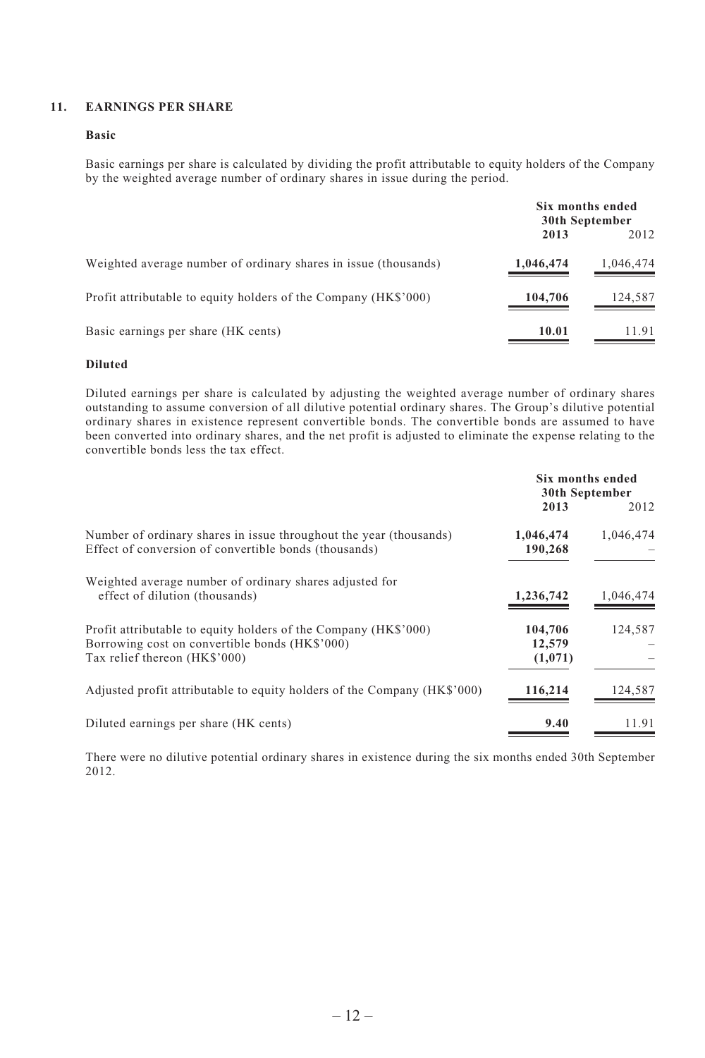## 11. EARNINGS PER SHARE

### Basic

Basic earnings per share is calculated by dividing the profit attributable to equity holders of the Company by the weighted average number of ordinary shares in issue during the period.

| | Six months ended 30th September | |
|---|---|---|
| | **2013** | 2012 |
| Weighted average number of ordinary shares in issue (thousands) | **1,046,474** | 1,046,474 |
| Profit attributable to equity holders of the Company (HK$'000) | **104,706** | 124,587 |
| Basic earnings per share (HK cents) | **10.01** | 11.91 |

### Diluted

Diluted earnings per share is calculated by adjusting the weighted average number of ordinary shares outstanding to assume conversion of all dilutive potential ordinary shares. The Group's dilutive potential ordinary shares in existence represent convertible bonds. The convertible bonds are assumed to have been converted into ordinary shares, and the net profit is adjusted to eliminate the expense relating to the convertible bonds less the tax effect.

| | Six months ended 30th September | |
|---|---|---|
| | **2013** | 2012 |
| Number of ordinary shares in issue throughout the year (thousands) | **1,046,474** | 1,046,474 |
| Effect of conversion of convertible bonds (thousands) | **190,268** | – |
| Weighted average number of ordinary shares adjusted for effect of dilution (thousands) | **1,236,742** | 1,046,474 |
| Profit attributable to equity holders of the Company (HK$'000) | **104,706** | 124,587 |
| Borrowing cost on convertible bonds (HK$'000) | **12,579** | – |
| Tax relief thereon (HK$'000) | **(1,071)** | – |
| Adjusted profit attributable to equity holders of the Company (HK$'000) | **116,214** | 124,587 |
| Diluted earnings per share (HK cents) | **9.40** | 11.91 |

There were no dilutive potential ordinary shares in existence during the six months ended 30th September 2012.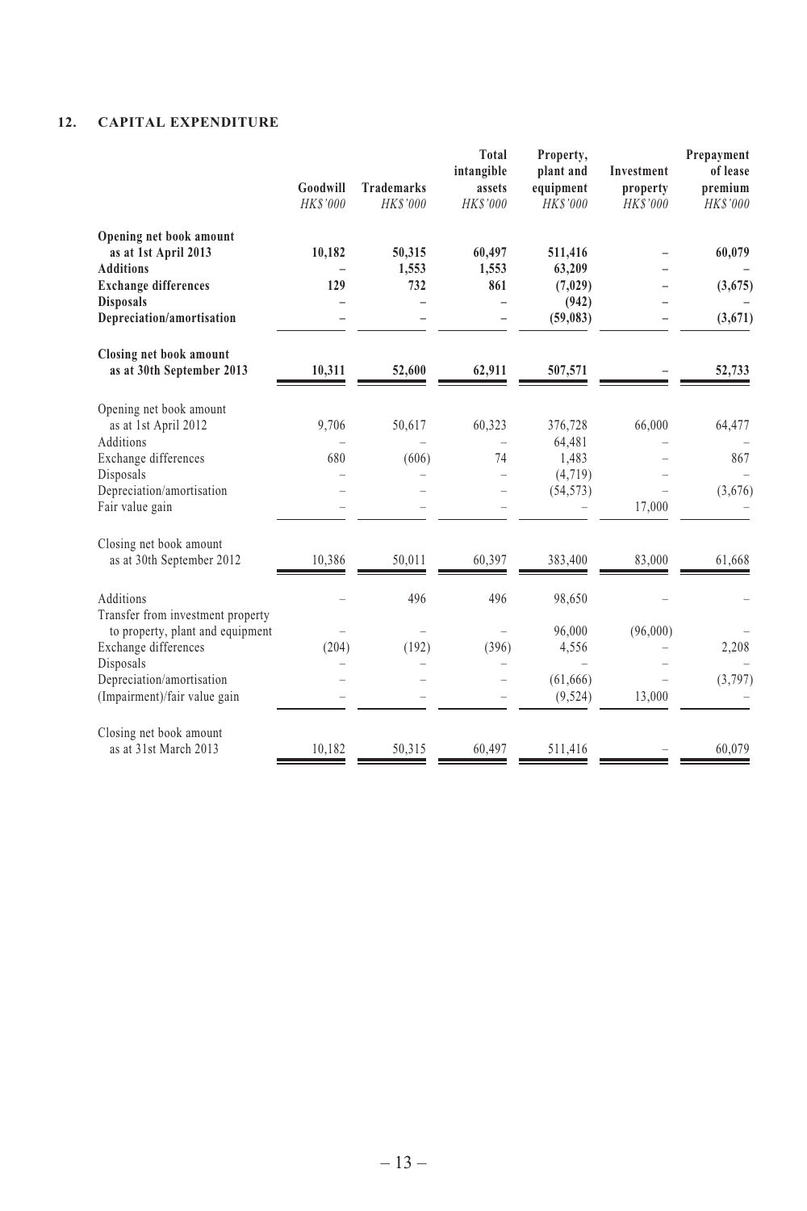## 12. CAPITAL EXPENDITURE

| | Goodwill | Trademarks | Total intangible assets | Property, plant and equipment | Investment property | Prepayment of lease premium |
|---|---|---|---|---|---|---|
| | *HK$'000* | *HK$'000* | *HK$'000* | *HK$'000* | *HK$'000* | *HK$'000* |
| **Opening net book amount as at 1st April 2013** | **10,182** | **50,315** | **60,497** | **511,416** | **–** | **60,079** |
| **Additions** | **–** | **1,553** | **1,553** | **63,209** | **–** | **–** |
| **Exchange differences** | **129** | **732** | **861** | **(7,029)** | **–** | **(3,675)** |
| **Disposals** | **–** | **–** | **–** | **(942)** | **–** | **–** |
| **Depreciation/amortisation** | **–** | **–** | **–** | **(59,083)** | **–** | **(3,671)** |
| **Closing net book amount as at 30th September 2013** | **10,311** | **52,600** | **62,911** | **507,571** | **–** | **52,733** |
| Opening net book amount as at 1st April 2012 | 9,706 | 50,617 | 60,323 | 376,728 | 66,000 | 64,477 |
| Additions | – | – | – | 64,481 | – | – |
| Exchange differences | 680 | (606) | 74 | 1,483 | – | 867 |
| Disposals | – | – | – | (4,719) | – | – |
| Depreciation/amortisation | – | – | – | (54,573) | – | (3,676) |
| Fair value gain | – | – | – | – | 17,000 | – |
| Closing net book amount as at 30th September 2012 | 10,386 | 50,011 | 60,397 | 383,400 | 83,000 | 61,668 |
| Additions | – | 496 | 496 | 98,650 | – | – |
| Transfer from investment property to property, plant and equipment | – | – | – | 96,000 | (96,000) | – |
| Exchange differences | (204) | (192) | (396) | 4,556 | – | 2,208 |
| Disposals | – | – | – | – | – | – |
| Depreciation/amortisation | – | – | – | (61,666) | – | (3,797) |
| (Impairment)/fair value gain | – | – | – | (9,524) | 13,000 | – |
| Closing net book amount as at 31st March 2013 | 10,182 | 50,315 | 60,497 | 511,416 | – | 60,079 |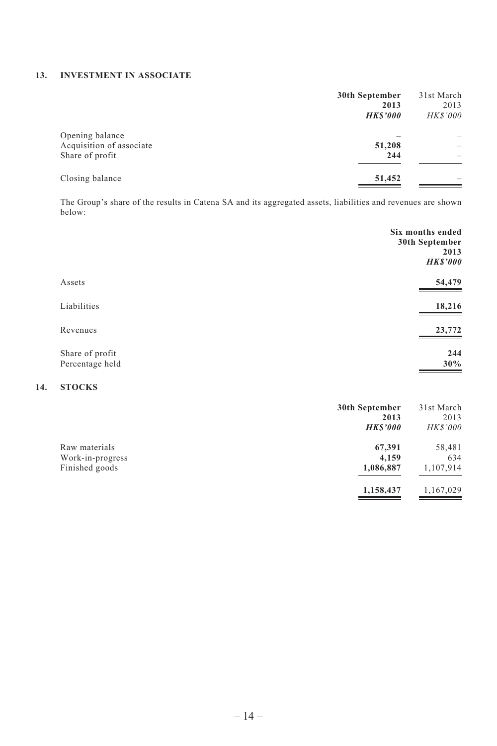## 13. INVESTMENT IN ASSOCIATE

| | 30th September 2013 HK$'000 | 31st March 2013 HK$'000 |
|---|---|---|
| Opening balance | – | – |
| Acquisition of associate | 51,208 | – |
| Share of profit | 244 | – |
| Closing balance | 51,452 | – |

The Group's share of the results in Catena SA and its aggregated assets, liabilities and revenues are shown below:

| | Six months ended 30th September 2013 HK$'000 |
|---|---|
| Assets | 54,479 |
| Liabilities | 18,216 |
| Revenues | 23,772 |
| Share of profit | 244 |
| Percentage held | 30% |

## 14. STOCKS

| | 30th September 2013 HK$'000 | 31st March 2013 HK$'000 |
|---|---|---|
| Raw materials | 67,391 | 58,481 |
| Work-in-progress | 4,159 | 634 |
| Finished goods | 1,086,887 | 1,107,914 |
| | 1,158,437 | 1,167,029 |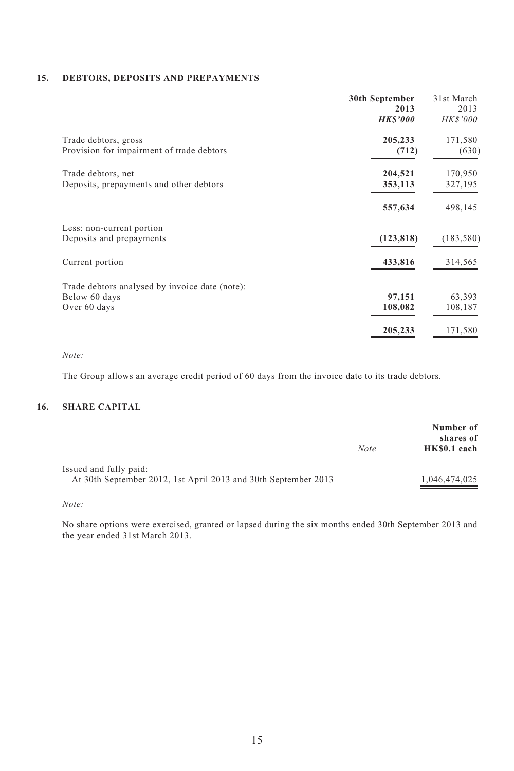## 15. DEBTORS, DEPOSITS AND PREPAYMENTS

| | 30th September 2013 | 31st March 2013 |
|---|---|---|
| | ***HK$'000*** | *HK$'000* |
| Trade debtors, gross | **205,233** | 171,580 |
| Provision for impairment of trade debtors | **(712)** | (630) |
| Trade debtors, net | **204,521** | 170,950 |
| Deposits, prepayments and other debtors | **353,113** | 327,195 |
| | **557,634** | 498,145 |
| Less: non-current portion | | |
| Deposits and prepayments | **(123,818)** | (183,580) |
| Current portion | **433,816** | 314,565 |
| Trade debtors analysed by invoice date (note): | | |
| Below 60 days | **97,151** | 63,393 |
| Over 60 days | **108,082** | 108,187 |
| | **205,233** | 171,580 |

*Note:*

The Group allows an average credit period of 60 days from the invoice date to its trade debtors.

## 16. SHARE CAPITAL

| | *Note* | **Number of shares of HK$0.1 each** |
|---|---|---|
| Issued and fully paid: | | |
| At 30th September 2012, 1st April 2013 and 30th September 2013 | | 1,046,474,025 |

*Note:*

No share options were exercised, granted or lapsed during the six months ended 30th September 2013 and the year ended 31st March 2013.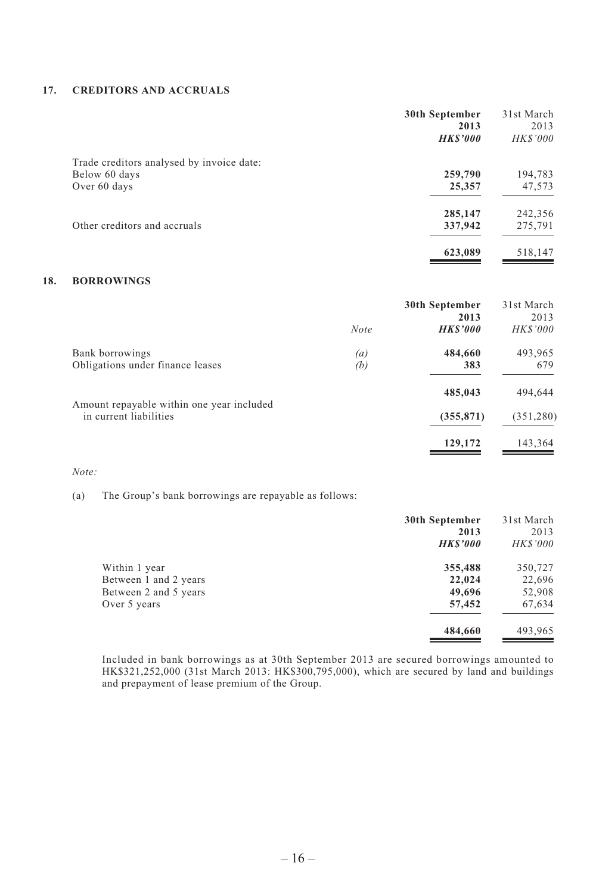## 17. CREDITORS AND ACCRUALS

| | **30th September 2013** | 31st March 2013 |
|---|---|---|
| | ***HK$'000*** | *HK$'000* |
| Trade creditors analysed by invoice date: | | |
| Below 60 days | **259,790** | 194,783 |
| Over 60 days | **25,357** | 47,573 |
| | **285,147** | 242,356 |
| Other creditors and accruals | **337,942** | 275,791 |
| | **623,089** | 518,147 |

## 18. BORROWINGS

| | *Note* | **30th September 2013** | 31st March 2013 |
|---|---|---|---|
| | | ***HK$'000*** | *HK$'000* |
| Bank borrowings | *(a)* | **484,660** | 493,965 |
| Obligations under finance leases | *(b)* | **383** | 679 |
| | | **485,043** | 494,644 |
| Amount repayable within one year included in current liabilities | | **(355,871)** | (351,280) |
| | | **129,172** | 143,364 |

*Note:*

(a) The Group's bank borrowings are repayable as follows:

| | **30th September 2013** | 31st March 2013 |
|---|---|---|
| | ***HK$'000*** | *HK$'000* |
| Within 1 year | **355,488** | 350,727 |
| Between 1 and 2 years | **22,024** | 22,696 |
| Between 2 and 5 years | **49,696** | 52,908 |
| Over 5 years | **57,452** | 67,634 |
| | **484,660** | 493,965 |

Included in bank borrowings as at 30th September 2013 are secured borrowings amounted to HK$321,252,000 (31st March 2013: HK$300,795,000), which are secured by land and buildings and prepayment of lease premium of the Group.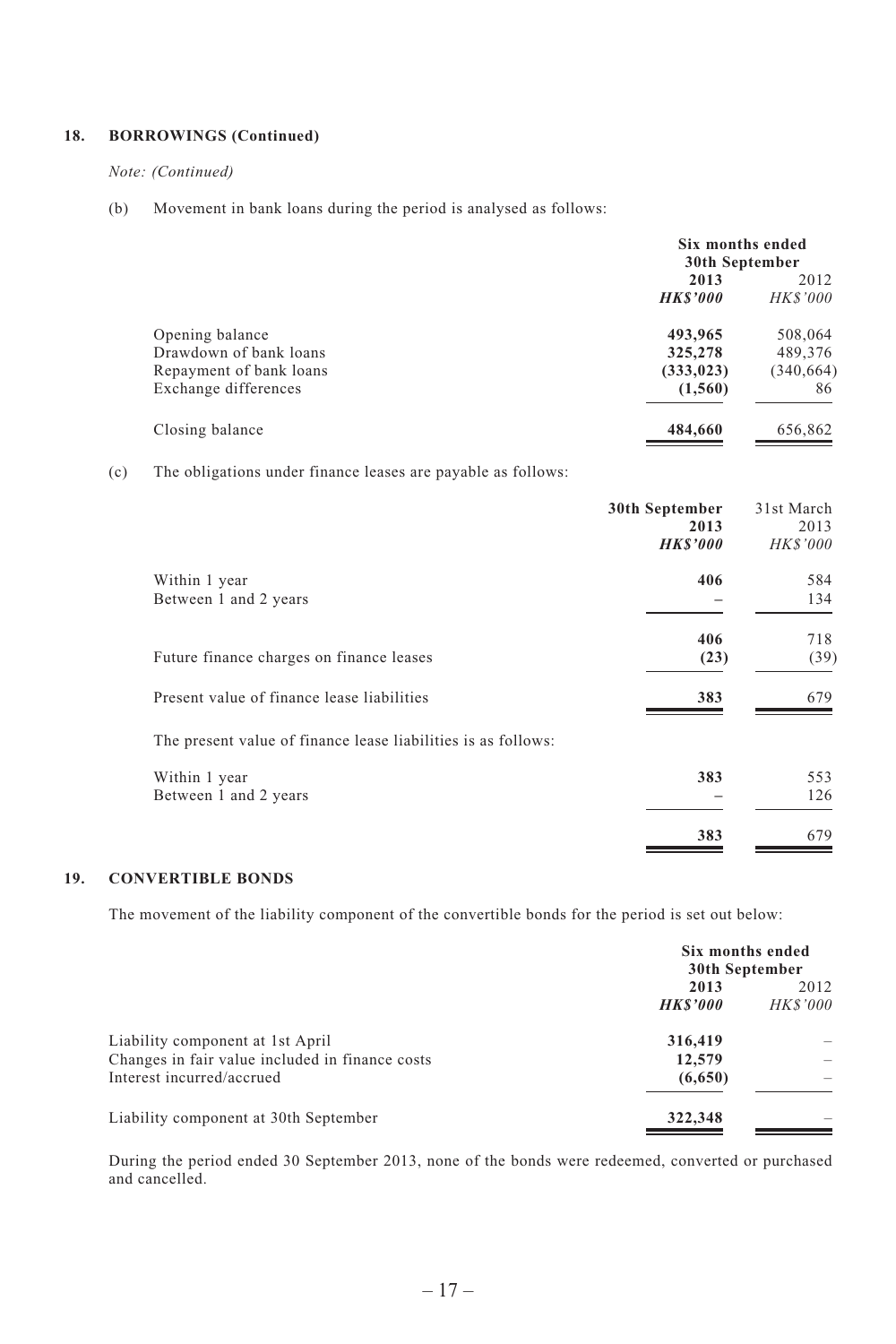## 18. BORROWINGS (Continued)

*Note: (Continued)*

(b) Movement in bank loans during the period is analysed as follows:

| | Six months ended 30th September | |
|---|---|---|
| | **2013** | 2012 |
| | ***HK$'000*** | *HK$'000* |
| Opening balance | **493,965** | 508,064 |
| Drawdown of bank loans | **325,278** | 489,376 |
| Repayment of bank loans | **(333,023)** | (340,664) |
| Exchange differences | **(1,560)** | 86 |
| Closing balance | **484,660** | 656,862 |

(c) The obligations under finance leases are payable as follows:

| | **30th September 2013** | 31st March 2013 |
|---|---|---|
| | ***HK$'000*** | *HK$'000* |
| Within 1 year | **406** | 584 |
| Between 1 and 2 years | **–** | 134 |
| | **406** | 718 |
| Future finance charges on finance leases | **(23)** | (39) |
| Present value of finance lease liabilities | **383** | 679 |

The present value of finance lease liabilities is as follows:

| | **30th September 2013** | 31st March 2013 |
|---|---|---|
| | ***HK$'000*** | *HK$'000* |
| Within 1 year | **383** | 553 |
| Between 1 and 2 years | **–** | 126 |
| | **383** | 679 |

## 19. CONVERTIBLE BONDS

The movement of the liability component of the convertible bonds for the period is set out below:

| | Six months ended 30th September | |
|---|---|---|
| | **2013** | 2012 |
| | ***HK$'000*** | *HK$'000* |
| Liability component at 1st April | **316,419** | – |
| Changes in fair value included in finance costs | **12,579** | – |
| Interest incurred/accrued | **(6,650)** | – |
| Liability component at 30th September | **322,348** | – |

During the period ended 30 September 2013, none of the bonds were redeemed, converted or purchased and cancelled.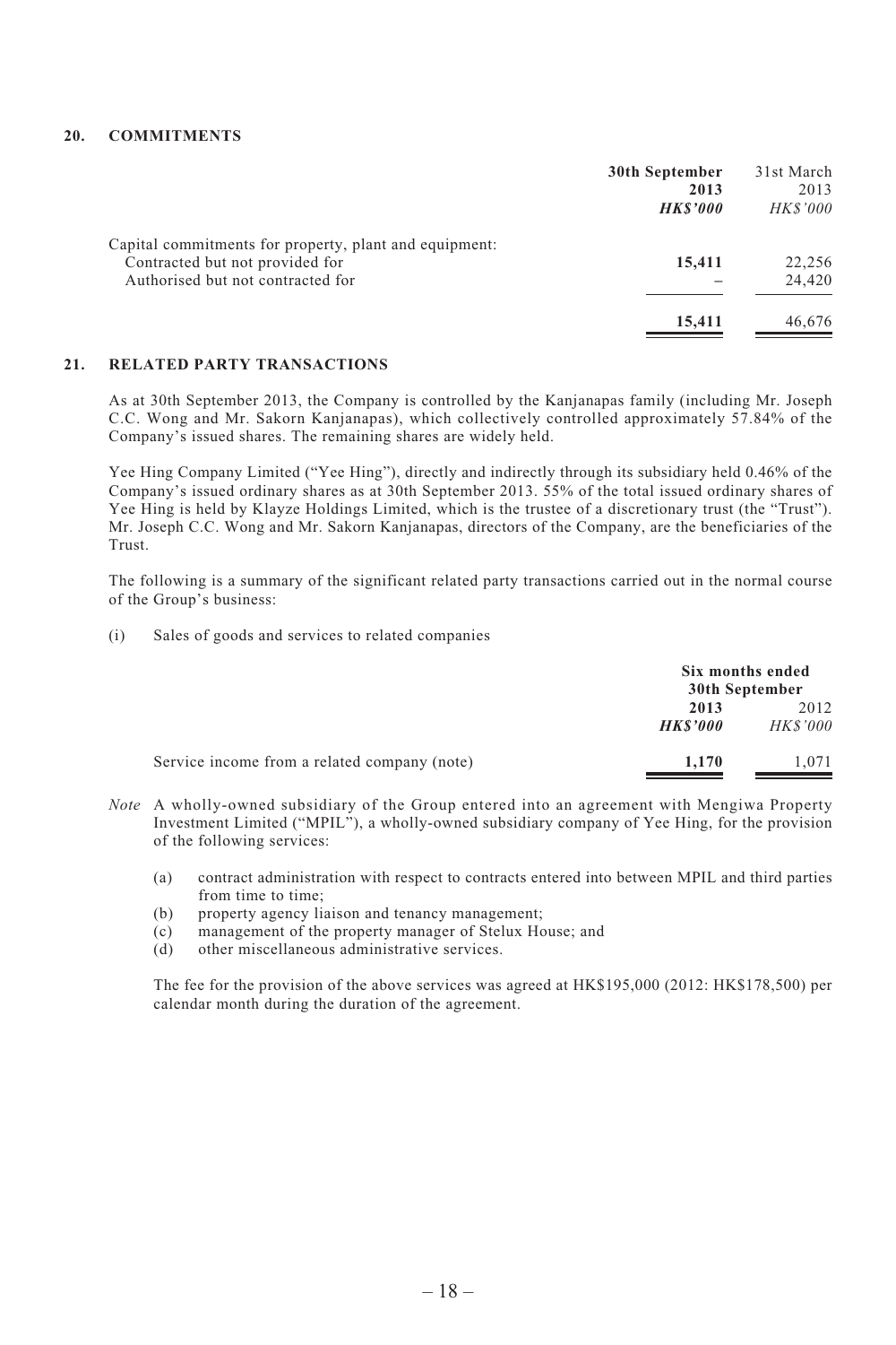## 20. COMMITMENTS

| | 30th September 2013 | 31st March 2013 |
|---|---|---|
| | ***HK$'000*** | *HK$'000* |
| Capital commitments for property, plant and equipment: | | |
| Contracted but not provided for | **15,411** | 22,256 |
| Authorised but not contracted for | **–** | 24,420 |
| | **15,411** | 46,676 |

## 21. RELATED PARTY TRANSACTIONS

As at 30th September 2013, the Company is controlled by the Kanjanapas family (including Mr. Joseph C.C. Wong and Mr. Sakorn Kanjanapas), which collectively controlled approximately 57.84% of the Company's issued shares. The remaining shares are widely held.

Yee Hing Company Limited ("Yee Hing"), directly and indirectly through its subsidiary held 0.46% of the Company's issued ordinary shares as at 30th September 2013. 55% of the total issued ordinary shares of Yee Hing is held by Klayze Holdings Limited, which is the trustee of a discretionary trust (the "Trust"). Mr. Joseph C.C. Wong and Mr. Sakorn Kanjanapas, directors of the Company, are the beneficiaries of the Trust.

The following is a summary of the significant related party transactions carried out in the normal course of the Group's business:

(i) Sales of goods and services to related companies

| | Six months ended 30th September | |
|---|---|---|
| | **2013** | 2012 |
| | ***HK$'000*** | *HK$'000* |
| Service income from a related company (note) | **1,170** | 1,071 |

*Note* A wholly-owned subsidiary of the Group entered into an agreement with Mengiwa Property Investment Limited ("MPIL"), a wholly-owned subsidiary company of Yee Hing, for the provision of the following services:

(a) contract administration with respect to contracts entered into between MPIL and third parties from time to time;
(b) property agency liaison and tenancy management;
(c) management of the property manager of Stelux House; and
(d) other miscellaneous administrative services.

The fee for the provision of the above services was agreed at HK$195,000 (2012: HK$178,500) per calendar month during the duration of the agreement.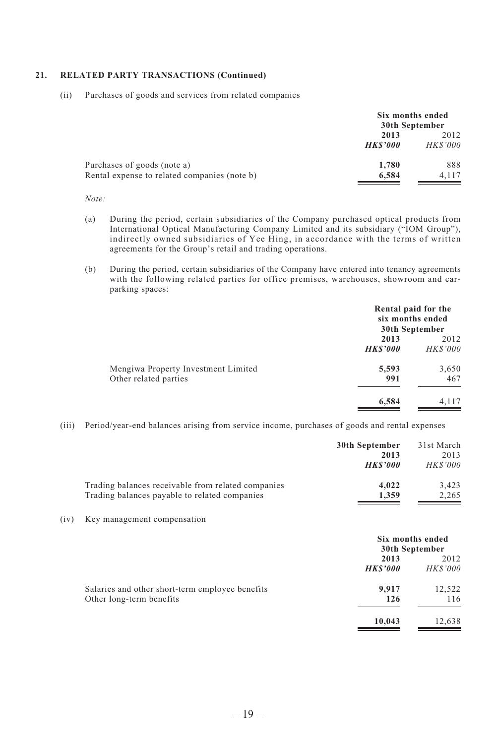## 21. RELATED PARTY TRANSACTIONS (Continued)

(ii) Purchases of goods and services from related companies

| | Six months ended 30th September | |
|---|---|---|
| | **2013** | 2012 |
| | ***HK$'000*** | *HK$'000* |
| Purchases of goods (note a) | **1,780** | 888 |
| Rental expense to related companies (note b) | **6,584** | 4,117 |

*Note:*

(a) During the period, certain subsidiaries of the Company purchased optical products from International Optical Manufacturing Company Limited and its subsidiary ("IOM Group"), indirectly owned subsidiaries of Yee Hing, in accordance with the terms of written agreements for the Group's retail and trading operations.

(b) During the period, certain subsidiaries of the Company have entered into tenancy agreements with the following related parties for office premises, warehouses, showroom and car-parking spaces:

| | Rental paid for the six months ended 30th September | |
|---|---|---|
| | **2013** | 2012 |
| | ***HK$'000*** | *HK$'000* |
| Mengiwa Property Investment Limited | **5,593** | 3,650 |
| Other related parties | **991** | 467 |
| | **6,584** | 4,117 |

(iii) Period/year-end balances arising from service income, purchases of goods and rental expenses

| | **30th September 2013** | 31st March 2013 |
|---|---|---|
| | ***HK$'000*** | *HK$'000* |
| Trading balances receivable from related companies | **4,022** | 3,423 |
| Trading balances payable to related companies | **1,359** | 2,265 |

(iv) Key management compensation

| | Six months ended 30th September | |
|---|---|---|
| | **2013** | 2012 |
| | ***HK$'000*** | *HK$'000* |
| Salaries and other short-term employee benefits | **9,917** | 12,522 |
| Other long-term benefits | **126** | 116 |
| | **10,043** | 12,638 |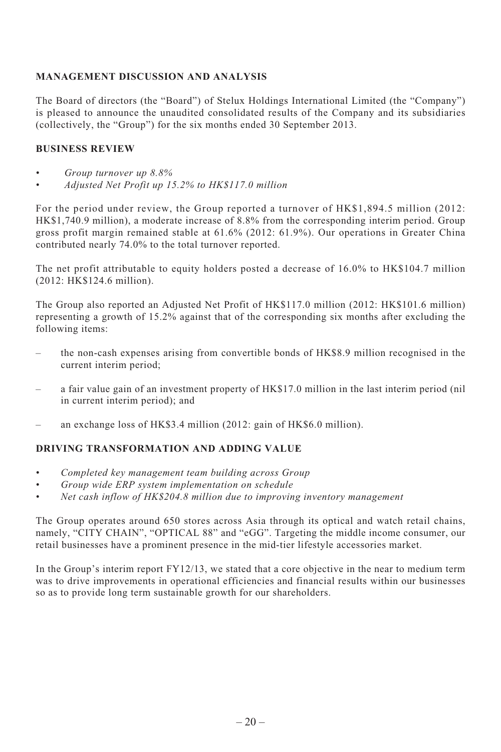## MANAGEMENT DISCUSSION AND ANALYSIS

The Board of directors (the "Board") of Stelux Holdings International Limited (the "Company") is pleased to announce the unaudited consolidated results of the Company and its subsidiaries (collectively, the "Group") for the six months ended 30 September 2013.

## BUSINESS REVIEW

- *Group turnover up 8.8%*
- *Adjusted Net Profit up 15.2% to HK$117.0 million*

For the period under review, the Group reported a turnover of HK$1,894.5 million (2012: HK$1,740.9 million), a moderate increase of 8.8% from the corresponding interim period. Group gross profit margin remained stable at 61.6% (2012: 61.9%). Our operations in Greater China contributed nearly 74.0% to the total turnover reported.

The net profit attributable to equity holders posted a decrease of 16.0% to HK$104.7 million (2012: HK$124.6 million).

The Group also reported an Adjusted Net Profit of HK$117.0 million (2012: HK$101.6 million) representing a growth of 15.2% against that of the corresponding six months after excluding the following items:

– the non-cash expenses arising from convertible bonds of HK$8.9 million recognised in the current interim period;

– a fair value gain of an investment property of HK$17.0 million in the last interim period (nil in current interim period); and

– an exchange loss of HK$3.4 million (2012: gain of HK$6.0 million).

## DRIVING TRANSFORMATION AND ADDING VALUE

- *Completed key management team building across Group*
- *Group wide ERP system implementation on schedule*
- *Net cash inflow of HK$204.8 million due to improving inventory management*

The Group operates around 650 stores across Asia through its optical and watch retail chains, namely, "CITY CHAIN", "OPTICAL 88" and "eGG". Targeting the middle income consumer, our retail businesses have a prominent presence in the mid-tier lifestyle accessories market.

In the Group's interim report FY12/13, we stated that a core objective in the near to medium term was to drive improvements in operational efficiencies and financial results within our businesses so as to provide long term sustainable growth for our shareholders.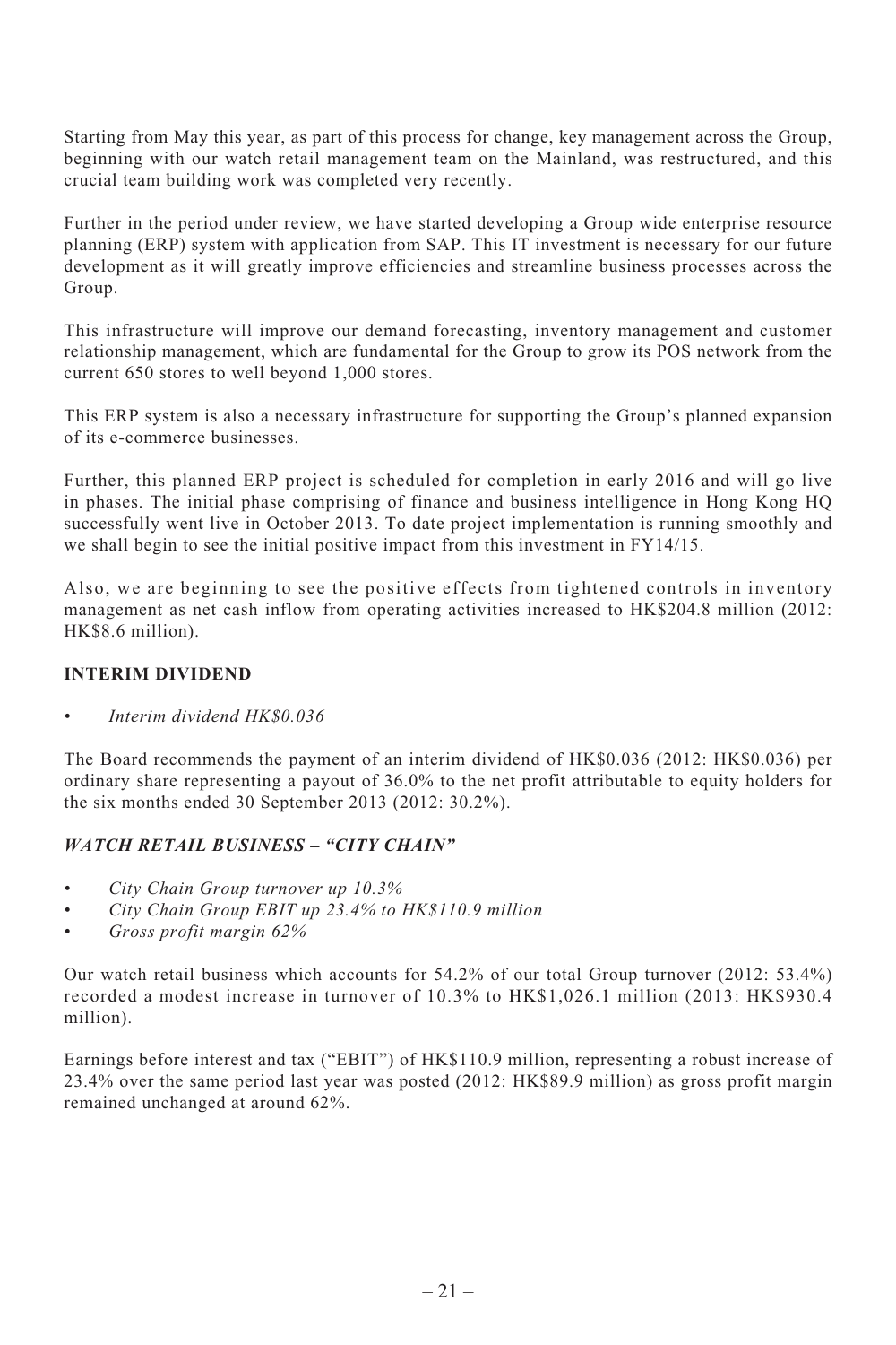Starting from May this year, as part of this process for change, key management across the Group, beginning with our watch retail management team on the Mainland, was restructured, and this crucial team building work was completed very recently.

Further in the period under review, we have started developing a Group wide enterprise resource planning (ERP) system with application from SAP. This IT investment is necessary for our future development as it will greatly improve efficiencies and streamline business processes across the Group.

This infrastructure will improve our demand forecasting, inventory management and customer relationship management, which are fundamental for the Group to grow its POS network from the current 650 stores to well beyond 1,000 stores.

This ERP system is also a necessary infrastructure for supporting the Group's planned expansion of its e-commerce businesses.

Further, this planned ERP project is scheduled for completion in early 2016 and will go live in phases. The initial phase comprising of finance and business intelligence in Hong Kong HQ successfully went live in October 2013. To date project implementation is running smoothly and we shall begin to see the initial positive impact from this investment in FY14/15.

Also, we are beginning to see the positive effects from tightened controls in inventory management as net cash inflow from operating activities increased to HK$204.8 million (2012: HK$8.6 million).

**INTERIM DIVIDEND**

- *Interim dividend HK$0.036*

The Board recommends the payment of an interim dividend of HK$0.036 (2012: HK$0.036) per ordinary share representing a payout of 36.0% to the net profit attributable to equity holders for the six months ended 30 September 2013 (2012: 30.2%).

***WATCH RETAIL BUSINESS – "CITY CHAIN"***

- *City Chain Group turnover up 10.3%*
- *City Chain Group EBIT up 23.4% to HK$110.9 million*
- *Gross profit margin 62%*

Our watch retail business which accounts for 54.2% of our total Group turnover (2012: 53.4%) recorded a modest increase in turnover of 10.3% to HK$1,026.1 million (2013: HK$930.4 million).

Earnings before interest and tax ("EBIT") of HK$110.9 million, representing a robust increase of 23.4% over the same period last year was posted (2012: HK$89.9 million) as gross profit margin remained unchanged at around 62%.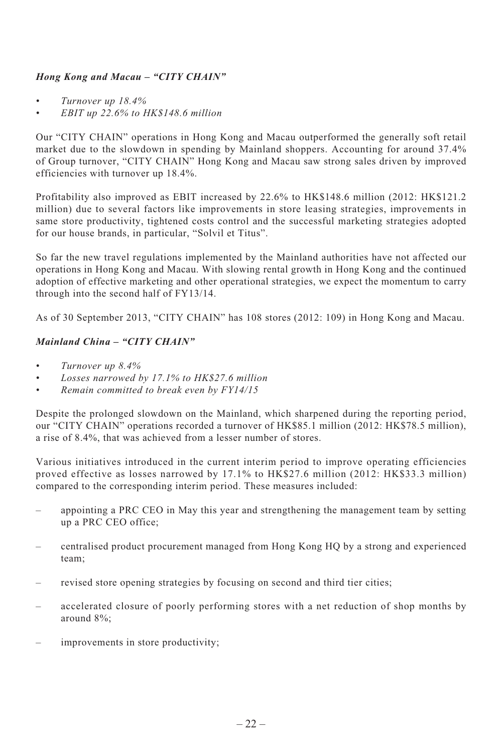### *Hong Kong and Macau – "CITY CHAIN"*

- *Turnover up 18.4%*
- *EBIT up 22.6% to HK$148.6 million*

Our "CITY CHAIN" operations in Hong Kong and Macau outperformed the generally soft retail market due to the slowdown in spending by Mainland shoppers. Accounting for around 37.4% of Group turnover, "CITY CHAIN" Hong Kong and Macau saw strong sales driven by improved efficiencies with turnover up 18.4%.

Profitability also improved as EBIT increased by 22.6% to HK$148.6 million (2012: HK$121.2 million) due to several factors like improvements in store leasing strategies, improvements in same store productivity, tightened costs control and the successful marketing strategies adopted for our house brands, in particular, "Solvil et Titus".

So far the new travel regulations implemented by the Mainland authorities have not affected our operations in Hong Kong and Macau. With slowing rental growth in Hong Kong and the continued adoption of effective marketing and other operational strategies, we expect the momentum to carry through into the second half of FY13/14.

As of 30 September 2013, "CITY CHAIN" has 108 stores (2012: 109) in Hong Kong and Macau.

### *Mainland China – "CITY CHAIN"*

- *Turnover up 8.4%*
- *Losses narrowed by 17.1% to HK$27.6 million*
- *Remain committed to break even by FY14/15*

Despite the prolonged slowdown on the Mainland, which sharpened during the reporting period, our "CITY CHAIN" operations recorded a turnover of HK$85.1 million (2012: HK$78.5 million), a rise of 8.4%, that was achieved from a lesser number of stores.

Various initiatives introduced in the current interim period to improve operating efficiencies proved effective as losses narrowed by 17.1% to HK$27.6 million (2012: HK$33.3 million) compared to the corresponding interim period. These measures included:

- appointing a PRC CEO in May this year and strengthening the management team by setting up a PRC CEO office;
- centralised product procurement managed from Hong Kong HQ by a strong and experienced team;
- revised store opening strategies by focusing on second and third tier cities;
- accelerated closure of poorly performing stores with a net reduction of shop months by around 8%;
- improvements in store productivity;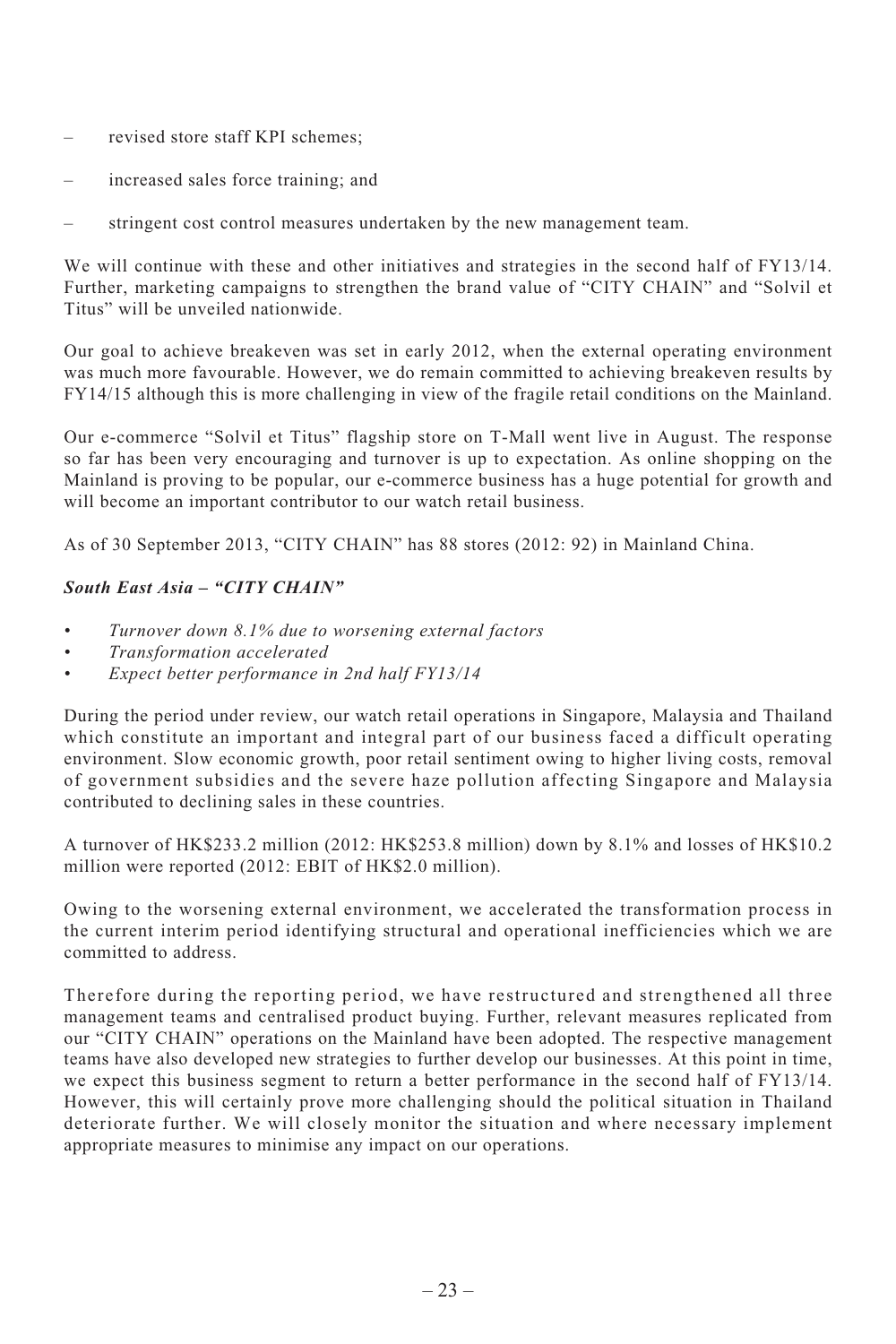- revised store staff KPI schemes;
- increased sales force training; and
- stringent cost control measures undertaken by the new management team.

We will continue with these and other initiatives and strategies in the second half of FY13/14. Further, marketing campaigns to strengthen the brand value of "CITY CHAIN" and "Solvil et Titus" will be unveiled nationwide.

Our goal to achieve breakeven was set in early 2012, when the external operating environment was much more favourable. However, we do remain committed to achieving breakeven results by FY14/15 although this is more challenging in view of the fragile retail conditions on the Mainland.

Our e-commerce "Solvil et Titus" flagship store on T-Mall went live in August. The response so far has been very encouraging and turnover is up to expectation. As online shopping on the Mainland is proving to be popular, our e-commerce business has a huge potential for growth and will become an important contributor to our watch retail business.

As of 30 September 2013, "CITY CHAIN" has 88 stores (2012: 92) in Mainland China.

***South East Asia – "CITY CHAIN"***

- *Turnover down 8.1% due to worsening external factors*
- *Transformation accelerated*
- *Expect better performance in 2nd half FY13/14*

During the period under review, our watch retail operations in Singapore, Malaysia and Thailand which constitute an important and integral part of our business faced a difficult operating environment. Slow economic growth, poor retail sentiment owing to higher living costs, removal of government subsidies and the severe haze pollution affecting Singapore and Malaysia contributed to declining sales in these countries.

A turnover of HK$233.2 million (2012: HK$253.8 million) down by 8.1% and losses of HK$10.2 million were reported (2012: EBIT of HK$2.0 million).

Owing to the worsening external environment, we accelerated the transformation process in the current interim period identifying structural and operational inefficiencies which we are committed to address.

Therefore during the reporting period, we have restructured and strengthened all three management teams and centralised product buying. Further, relevant measures replicated from our "CITY CHAIN" operations on the Mainland have been adopted. The respective management teams have also developed new strategies to further develop our businesses. At this point in time, we expect this business segment to return a better performance in the second half of FY13/14. However, this will certainly prove more challenging should the political situation in Thailand deteriorate further. We will closely monitor the situation and where necessary implement appropriate measures to minimise any impact on our operations.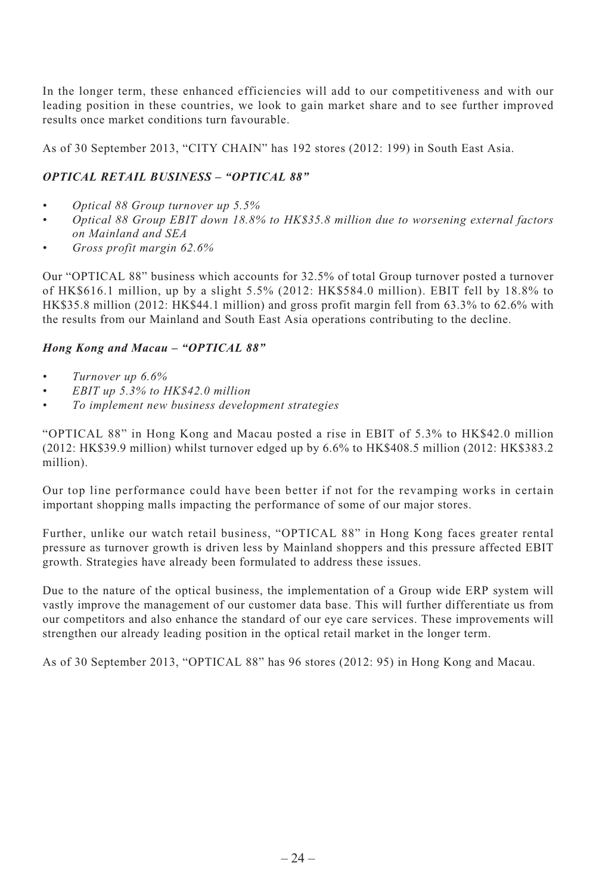In the longer term, these enhanced efficiencies will add to our competitiveness and with our leading position in these countries, we look to gain market share and to see further improved results once market conditions turn favourable.

As of 30 September 2013, "CITY CHAIN" has 192 stores (2012: 199) in South East Asia.

### *OPTICAL RETAIL BUSINESS – "OPTICAL 88"*

- *Optical 88 Group turnover up 5.5%*
- *Optical 88 Group EBIT down 18.8% to HK$35.8 million due to worsening external factors on Mainland and SEA*
- *Gross profit margin 62.6%*

Our "OPTICAL 88" business which accounts for 32.5% of total Group turnover posted a turnover of HK$616.1 million, up by a slight 5.5% (2012: HK$584.0 million). EBIT fell by 18.8% to HK$35.8 million (2012: HK$44.1 million) and gross profit margin fell from 63.3% to 62.6% with the results from our Mainland and South East Asia operations contributing to the decline.

### *Hong Kong and Macau – "OPTICAL 88"*

- *Turnover up 6.6%*
- *EBIT up 5.3% to HK$42.0 million*
- *To implement new business development strategies*

"OPTICAL 88" in Hong Kong and Macau posted a rise in EBIT of 5.3% to HK$42.0 million (2012: HK$39.9 million) whilst turnover edged up by 6.6% to HK$408.5 million (2012: HK$383.2 million).

Our top line performance could have been better if not for the revamping works in certain important shopping malls impacting the performance of some of our major stores.

Further, unlike our watch retail business, "OPTICAL 88" in Hong Kong faces greater rental pressure as turnover growth is driven less by Mainland shoppers and this pressure affected EBIT growth. Strategies have already been formulated to address these issues.

Due to the nature of the optical business, the implementation of a Group wide ERP system will vastly improve the management of our customer data base. This will further differentiate us from our competitors and also enhance the standard of our eye care services. These improvements will strengthen our already leading position in the optical retail market in the longer term.

As of 30 September 2013, "OPTICAL 88" has 96 stores (2012: 95) in Hong Kong and Macau.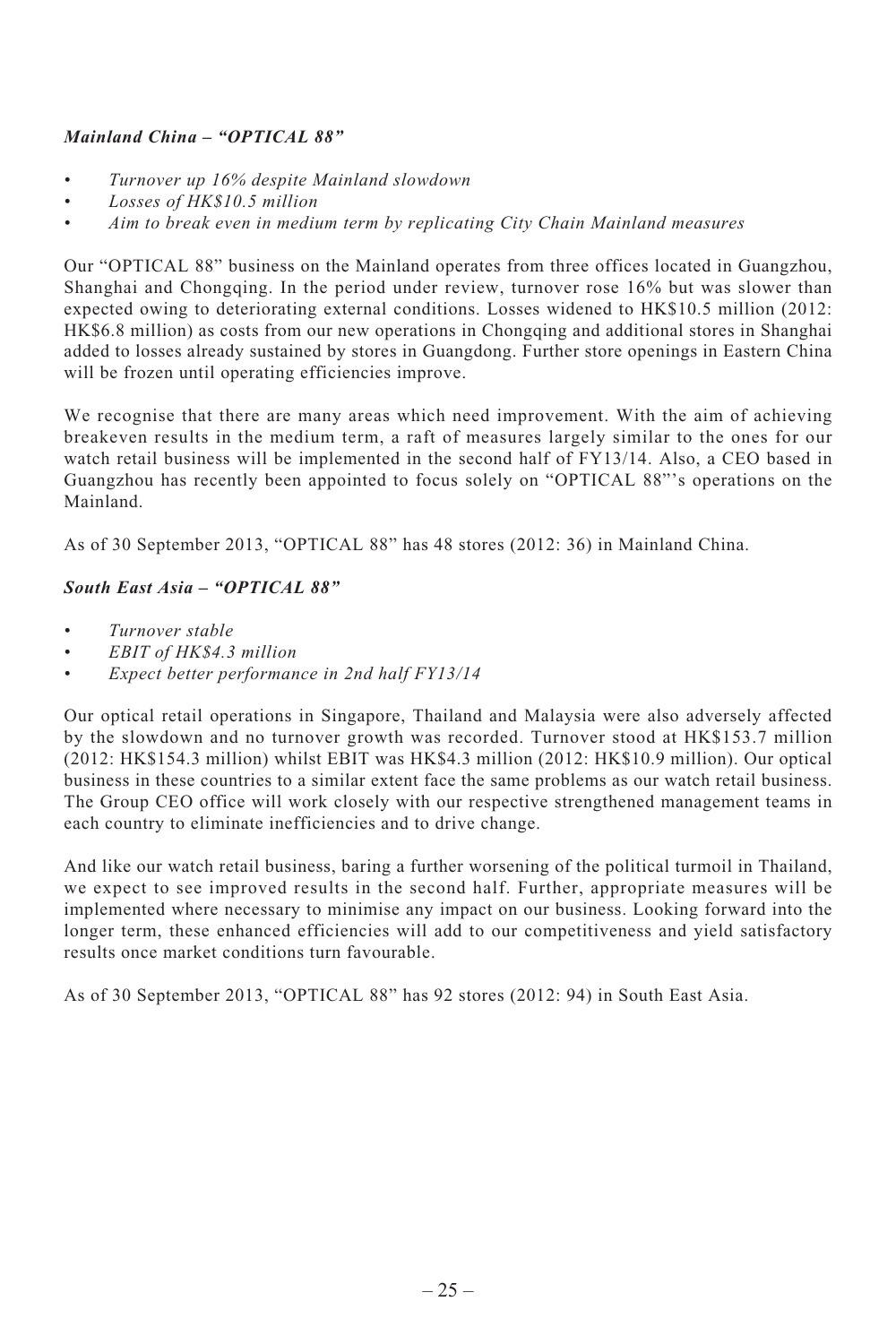### *Mainland China – "OPTICAL 88"*

- *Turnover up 16% despite Mainland slowdown*
- *Losses of HK$10.5 million*
- *Aim to break even in medium term by replicating City Chain Mainland measures*

Our "OPTICAL 88" business on the Mainland operates from three offices located in Guangzhou, Shanghai and Chongqing. In the period under review, turnover rose 16% but was slower than expected owing to deteriorating external conditions. Losses widened to HK$10.5 million (2012: HK$6.8 million) as costs from our new operations in Chongqing and additional stores in Shanghai added to losses already sustained by stores in Guangdong. Further store openings in Eastern China will be frozen until operating efficiencies improve.

We recognise that there are many areas which need improvement. With the aim of achieving breakeven results in the medium term, a raft of measures largely similar to the ones for our watch retail business will be implemented in the second half of FY13/14. Also, a CEO based in Guangzhou has recently been appointed to focus solely on "OPTICAL 88"'s operations on the Mainland.

As of 30 September 2013, "OPTICAL 88" has 48 stores (2012: 36) in Mainland China.

### *South East Asia – "OPTICAL 88"*

- *Turnover stable*
- *EBIT of HK$4.3 million*
- *Expect better performance in 2nd half FY13/14*

Our optical retail operations in Singapore, Thailand and Malaysia were also adversely affected by the slowdown and no turnover growth was recorded. Turnover stood at HK$153.7 million (2012: HK$154.3 million) whilst EBIT was HK$4.3 million (2012: HK$10.9 million). Our optical business in these countries to a similar extent face the same problems as our watch retail business. The Group CEO office will work closely with our respective strengthened management teams in each country to eliminate inefficiencies and to drive change.

And like our watch retail business, baring a further worsening of the political turmoil in Thailand, we expect to see improved results in the second half. Further, appropriate measures will be implemented where necessary to minimise any impact on our business. Looking forward into the longer term, these enhanced efficiencies will add to our competitiveness and yield satisfactory results once market conditions turn favourable.

As of 30 September 2013, "OPTICAL 88" has 92 stores (2012: 94) in South East Asia.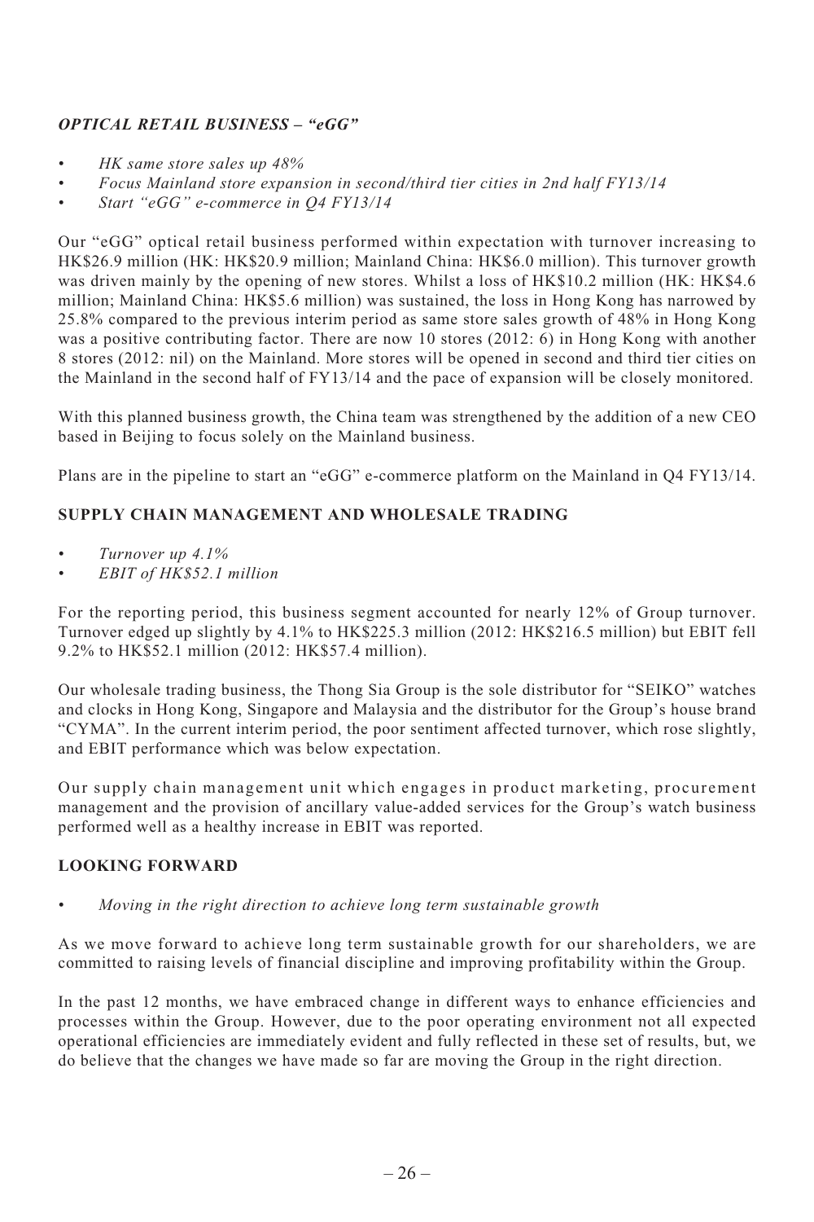### *OPTICAL RETAIL BUSINESS – "eGG"*

- *HK same store sales up 48%*
- *Focus Mainland store expansion in second/third tier cities in 2nd half FY13/14*
- *Start "eGG" e-commerce in Q4 FY13/14*

Our "eGG" optical retail business performed within expectation with turnover increasing to HK$26.9 million (HK: HK$20.9 million; Mainland China: HK$6.0 million). This turnover growth was driven mainly by the opening of new stores. Whilst a loss of HK$10.2 million (HK: HK$4.6 million; Mainland China: HK$5.6 million) was sustained, the loss in Hong Kong has narrowed by 25.8% compared to the previous interim period as same store sales growth of 48% in Hong Kong was a positive contributing factor. There are now 10 stores (2012: 6) in Hong Kong with another 8 stores (2012: nil) on the Mainland. More stores will be opened in second and third tier cities on the Mainland in the second half of FY13/14 and the pace of expansion will be closely monitored.

With this planned business growth, the China team was strengthened by the addition of a new CEO based in Beijing to focus solely on the Mainland business.

Plans are in the pipeline to start an "eGG" e-commerce platform on the Mainland in Q4 FY13/14.

## SUPPLY CHAIN MANAGEMENT AND WHOLESALE TRADING

- *Turnover up 4.1%*
- *EBIT of HK$52.1 million*

For the reporting period, this business segment accounted for nearly 12% of Group turnover. Turnover edged up slightly by 4.1% to HK$225.3 million (2012: HK$216.5 million) but EBIT fell 9.2% to HK$52.1 million (2012: HK$57.4 million).

Our wholesale trading business, the Thong Sia Group is the sole distributor for "SEIKO" watches and clocks in Hong Kong, Singapore and Malaysia and the distributor for the Group's house brand "CYMA". In the current interim period, the poor sentiment affected turnover, which rose slightly, and EBIT performance which was below expectation.

Our supply chain management unit which engages in product marketing, procurement management and the provision of ancillary value-added services for the Group's watch business performed well as a healthy increase in EBIT was reported.

## LOOKING FORWARD

- *Moving in the right direction to achieve long term sustainable growth*

As we move forward to achieve long term sustainable growth for our shareholders, we are committed to raising levels of financial discipline and improving profitability within the Group.

In the past 12 months, we have embraced change in different ways to enhance efficiencies and processes within the Group. However, due to the poor operating environment not all expected operational efficiencies are immediately evident and fully reflected in these set of results, but, we do believe that the changes we have made so far are moving the Group in the right direction.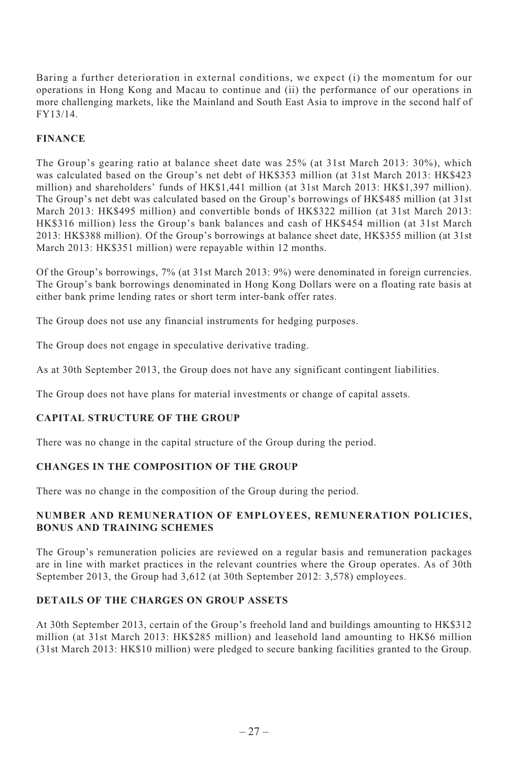Baring a further deterioration in external conditions, we expect (i) the momentum for our operations in Hong Kong and Macau to continue and (ii) the performance of our operations in more challenging markets, like the Mainland and South East Asia to improve in the second half of FY13/14.

## FINANCE

The Group's gearing ratio at balance sheet date was 25% (at 31st March 2013: 30%), which was calculated based on the Group's net debt of HK$353 million (at 31st March 2013: HK$423 million) and shareholders' funds of HK$1,441 million (at 31st March 2013: HK$1,397 million). The Group's net debt was calculated based on the Group's borrowings of HK$485 million (at 31st March 2013: HK$495 million) and convertible bonds of HK$322 million (at 31st March 2013: HK$316 million) less the Group's bank balances and cash of HK$454 million (at 31st March 2013: HK$388 million). Of the Group's borrowings at balance sheet date, HK$355 million (at 31st March 2013: HK$351 million) were repayable within 12 months.

Of the Group's borrowings, 7% (at 31st March 2013: 9%) were denominated in foreign currencies. The Group's bank borrowings denominated in Hong Kong Dollars were on a floating rate basis at either bank prime lending rates or short term inter-bank offer rates.

The Group does not use any financial instruments for hedging purposes.

The Group does not engage in speculative derivative trading.

As at 30th September 2013, the Group does not have any significant contingent liabilities.

The Group does not have plans for material investments or change of capital assets.

## CAPITAL STRUCTURE OF THE GROUP

There was no change in the capital structure of the Group during the period.

## CHANGES IN THE COMPOSITION OF THE GROUP

There was no change in the composition of the Group during the period.

## NUMBER AND REMUNERATION OF EMPLOYEES, REMUNERATION POLICIES, BONUS AND TRAINING SCHEMES

The Group's remuneration policies are reviewed on a regular basis and remuneration packages are in line with market practices in the relevant countries where the Group operates. As of 30th September 2013, the Group had 3,612 (at 30th September 2012: 3,578) employees.

## DETAILS OF THE CHARGES ON GROUP ASSETS

At 30th September 2013, certain of the Group's freehold land and buildings amounting to HK$312 million (at 31st March 2013: HK$285 million) and leasehold land amounting to HK$6 million (31st March 2013: HK$10 million) were pledged to secure banking facilities granted to the Group.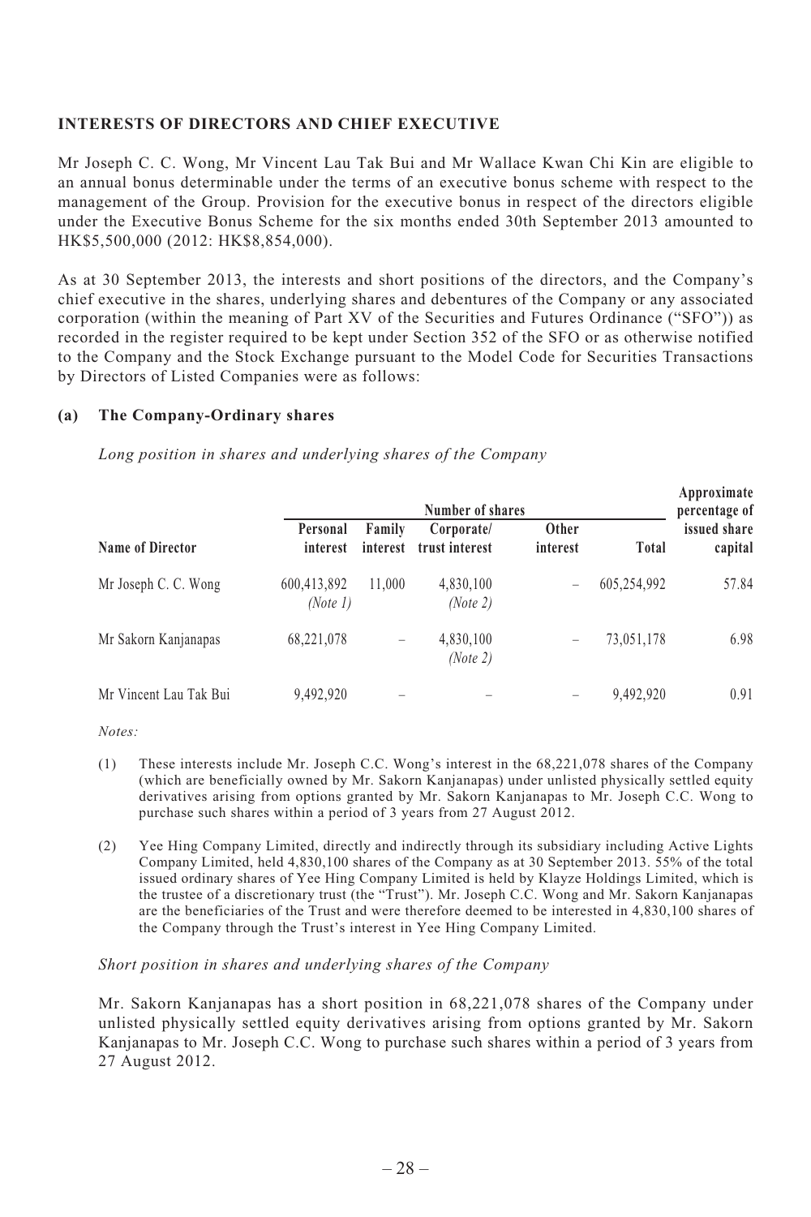**INTERESTS OF DIRECTORS AND CHIEF EXECUTIVE**

Mr Joseph C. C. Wong, Mr Vincent Lau Tak Bui and Mr Wallace Kwan Chi Kin are eligible to an annual bonus determinable under the terms of an executive bonus scheme with respect to the management of the Group. Provision for the executive bonus in respect of the directors eligible under the Executive Bonus Scheme for the six months ended 30th September 2013 amounted to HK$5,500,000 (2012: HK$8,854,000).

As at 30 September 2013, the interests and short positions of the directors, and the Company's chief executive in the shares, underlying shares and debentures of the Company or any associated corporation (within the meaning of Part XV of the Securities and Futures Ordinance ("SFO")) as recorded in the register required to be kept under Section 352 of the SFO or as otherwise notified to the Company and the Stock Exchange pursuant to the Model Code for Securities Transactions by Directors of Listed Companies were as follows:

**(a) The Company-Ordinary shares**

*Long position in shares and underlying shares of the Company*

| | Number of shares | | | | | Approximate percentage of |
|---|---|---|---|---|---|---|
| **Name of Director** | **Personal interest** | **Family interest** | **Corporate/ trust interest** | **Other interest** | **Total** | **issued share capital** |
| Mr Joseph C. C. Wong | 600,413,892 *(Note 1)* | 11,000 | 4,830,100 *(Note 2)* | – | 605,254,992 | 57.84 |
| Mr Sakorn Kanjanapas | 68,221,078 | – | 4,830,100 *(Note 2)* | – | 73,051,178 | 6.98 |
| Mr Vincent Lau Tak Bui | 9,492,920 | – | – | – | 9,492,920 | 0.91 |

*Notes:*

(1) These interests include Mr. Joseph C.C. Wong's interest in the 68,221,078 shares of the Company (which are beneficially owned by Mr. Sakorn Kanjanapas) under unlisted physically settled equity derivatives arising from options granted by Mr. Sakorn Kanjanapas to Mr. Joseph C.C. Wong to purchase such shares within a period of 3 years from 27 August 2012.

(2) Yee Hing Company Limited, directly and indirectly through its subsidiary including Active Lights Company Limited, held 4,830,100 shares of the Company as at 30 September 2013. 55% of the total issued ordinary shares of Yee Hing Company Limited is held by Klayze Holdings Limited, which is the trustee of a discretionary trust (the "Trust"). Mr. Joseph C.C. Wong and Mr. Sakorn Kanjanapas are the beneficiaries of the Trust and were therefore deemed to be interested in 4,830,100 shares of the Company through the Trust's interest in Yee Hing Company Limited.

*Short position in shares and underlying shares of the Company*

Mr. Sakorn Kanjanapas has a short position in 68,221,078 shares of the Company under unlisted physically settled equity derivatives arising from options granted by Mr. Sakorn Kanjanapas to Mr. Joseph C.C. Wong to purchase such shares within a period of 3 years from 27 August 2012.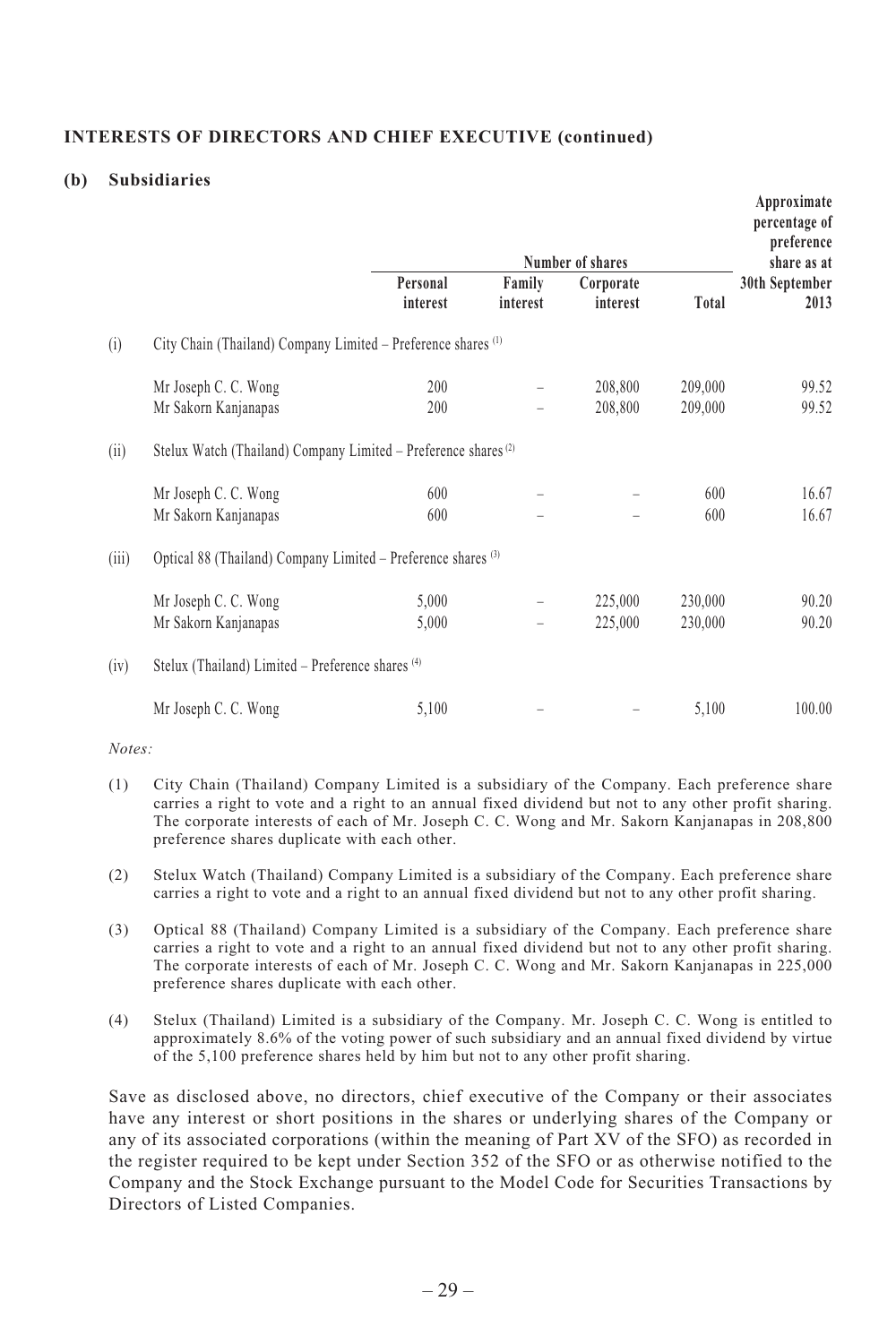## INTERESTS OF DIRECTORS AND CHIEF EXECUTIVE (continued)

### (b) Subsidiaries

| | | Number of shares | | | | Approximate percentage of preference share as at 30th September 2013 |
|---|---|---|---|---|---|---|
| | | Personal interest | Family interest | Corporate interest | Total | |
| (i) | City Chain (Thailand) Company Limited – Preference shares [(1)] | | | | | |
| | Mr Joseph C. C. Wong | 200 | – | 208,800 | 209,000 | 99.52 |
| | Mr Sakorn Kanjanapas | 200 | – | 208,800 | 209,000 | 99.52 |
| (ii) | Stelux Watch (Thailand) Company Limited – Preference shares [(2)] | | | | | |
| | Mr Joseph C. C. Wong | 600 | – | – | 600 | 16.67 |
| | Mr Sakorn Kanjanapas | 600 | – | – | 600 | 16.67 |
| (iii) | Optical 88 (Thailand) Company Limited – Preference shares [(3)] | | | | | |
| | Mr Joseph C. C. Wong | 5,000 | – | 225,000 | 230,000 | 90.20 |
| | Mr Sakorn Kanjanapas | 5,000 | – | 225,000 | 230,000 | 90.20 |
| (iv) | Stelux (Thailand) Limited – Preference shares [(4)] | | | | | |
| | Mr Joseph C. C. Wong | 5,100 | – | – | 5,100 | 100.00 |

*Notes:*

(1) City Chain (Thailand) Company Limited is a subsidiary of the Company. Each preference share carries a right to vote and a right to an annual fixed dividend but not to any other profit sharing. The corporate interests of each of Mr. Joseph C. C. Wong and Mr. Sakorn Kanjanapas in 208,800 preference shares duplicate with each other.

(2) Stelux Watch (Thailand) Company Limited is a subsidiary of the Company. Each preference share carries a right to vote and a right to an annual fixed dividend but not to any other profit sharing.

(3) Optical 88 (Thailand) Company Limited is a subsidiary of the Company. Each preference share carries a right to vote and a right to an annual fixed dividend but not to any other profit sharing. The corporate interests of each of Mr. Joseph C. C. Wong and Mr. Sakorn Kanjanapas in 225,000 preference shares duplicate with each other.

(4) Stelux (Thailand) Limited is a subsidiary of the Company. Mr. Joseph C. C. Wong is entitled to approximately 8.6% of the voting power of such subsidiary and an annual fixed dividend by virtue of the 5,100 preference shares held by him but not to any other profit sharing.

Save as disclosed above, no directors, chief executive of the Company or their associates have any interest or short positions in the shares or underlying shares of the Company or any of its associated corporations (within the meaning of Part XV of the SFO) as recorded in the register required to be kept under Section 352 of the SFO or as otherwise notified to the Company and the Stock Exchange pursuant to the Model Code for Securities Transactions by Directors of Listed Companies.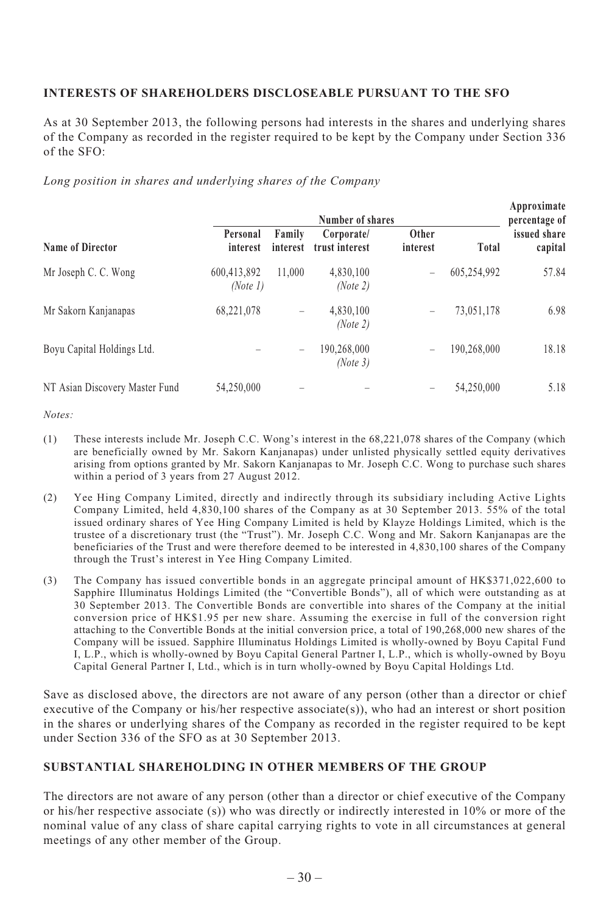## INTERESTS OF SHAREHOLDERS DISCLOSEABLE PURSUANT TO THE SFO

As at 30 September 2013, the following persons had interests in the shares and underlying shares of the Company as recorded in the register required to be kept by the Company under Section 336 of the SFO:

*Long position in shares and underlying shares of the Company*

| | Number of shares | | | | | Approximate percentage of |
|---|---|---|---|---|---|---|
| **Name of Director** | **Personal interest** | **Family interest** | **Corporate/ trust interest** | **Other interest** | **Total** | **issued share capital** |
| Mr Joseph C. C. Wong | 600,413,892 *(Note 1)* | 11,000 | 4,830,100 *(Note 2)* | – | 605,254,992 | 57.84 |
| Mr Sakorn Kanjanapas | 68,221,078 | – | 4,830,100 *(Note 2)* | – | 73,051,178 | 6.98 |
| Boyu Capital Holdings Ltd. | – | – | 190,268,000 *(Note 3)* | – | 190,268,000 | 18.18 |
| NT Asian Discovery Master Fund | 54,250,000 | – | – | – | 54,250,000 | 5.18 |

*Notes:*

(1) These interests include Mr. Joseph C.C. Wong's interest in the 68,221,078 shares of the Company (which are beneficially owned by Mr. Sakorn Kanjanapas) under unlisted physically settled equity derivatives arising from options granted by Mr. Sakorn Kanjanapas to Mr. Joseph C.C. Wong to purchase such shares within a period of 3 years from 27 August 2012.

(2) Yee Hing Company Limited, directly and indirectly through its subsidiary including Active Lights Company Limited, held 4,830,100 shares of the Company as at 30 September 2013. 55% of the total issued ordinary shares of Yee Hing Company Limited is held by Klayze Holdings Limited, which is the trustee of a discretionary trust (the "Trust"). Mr. Joseph C.C. Wong and Mr. Sakorn Kanjanapas are the beneficiaries of the Trust and were therefore deemed to be interested in 4,830,100 shares of the Company through the Trust's interest in Yee Hing Company Limited.

(3) The Company has issued convertible bonds in an aggregate principal amount of HK$371,022,600 to Sapphire Illuminatus Holdings Limited (the "Convertible Bonds"), all of which were outstanding as at 30 September 2013. The Convertible Bonds are convertible into shares of the Company at the initial conversion price of HK$1.95 per new share. Assuming the exercise in full of the conversion right attaching to the Convertible Bonds at the initial conversion price, a total of 190,268,000 new shares of the Company will be issued. Sapphire Illuminatus Holdings Limited is wholly-owned by Boyu Capital Fund I, L.P., which is wholly-owned by Boyu Capital General Partner I, L.P., which is wholly-owned by Boyu Capital General Partner I, Ltd., which is in turn wholly-owned by Boyu Capital Holdings Ltd.

Save as disclosed above, the directors are not aware of any person (other than a director or chief executive of the Company or his/her respective associate(s)), who had an interest or short position in the shares or underlying shares of the Company as recorded in the register required to be kept under Section 336 of the SFO as at 30 September 2013.

## SUBSTANTIAL SHAREHOLDING IN OTHER MEMBERS OF THE GROUP

The directors are not aware of any person (other than a director or chief executive of the Company or his/her respective associate (s)) who was directly or indirectly interested in 10% or more of the nominal value of any class of share capital carrying rights to vote in all circumstances at general meetings of any other member of the Group.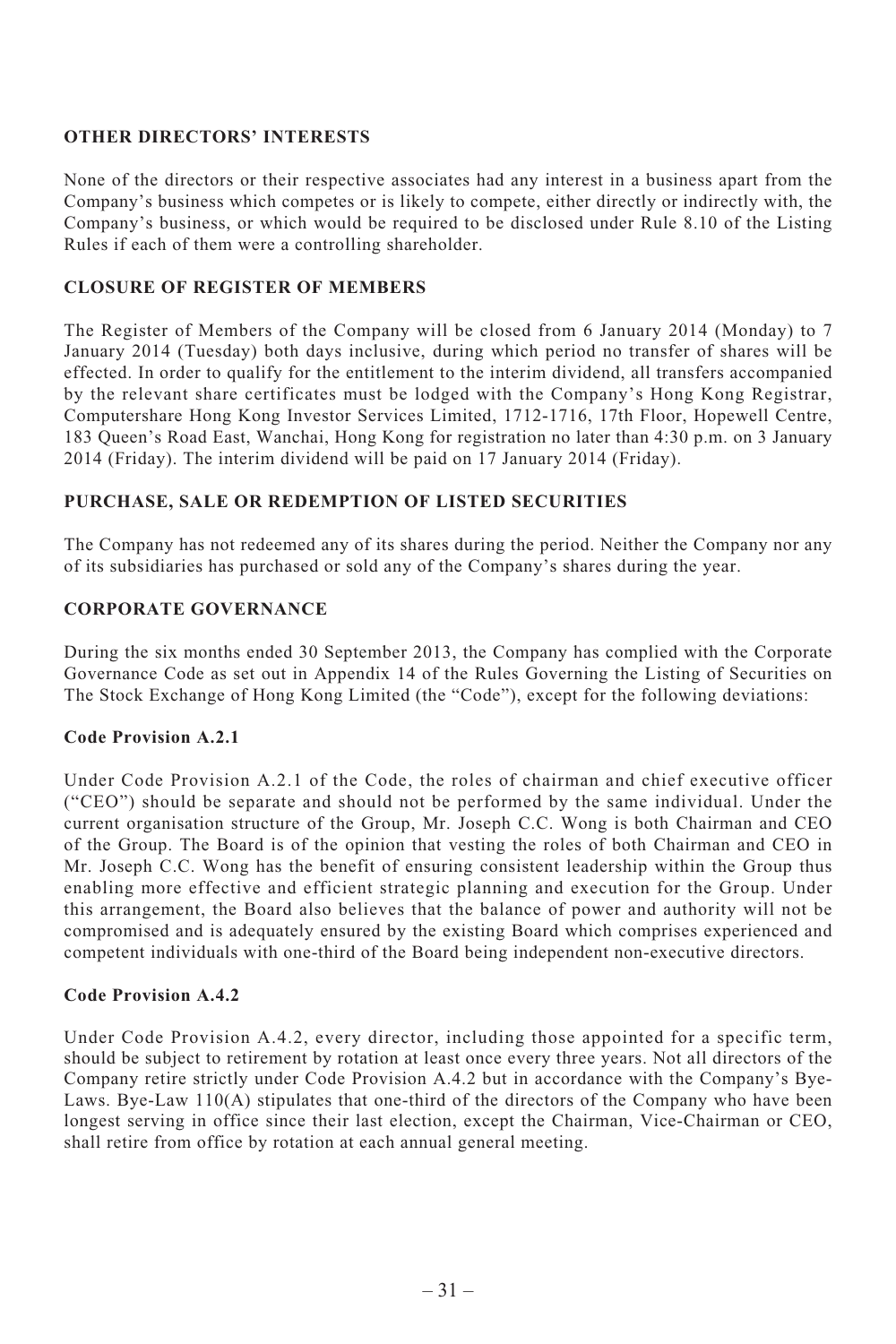## OTHER DIRECTORS' INTERESTS

None of the directors or their respective associates had any interest in a business apart from the Company's business which competes or is likely to compete, either directly or indirectly with, the Company's business, or which would be required to be disclosed under Rule 8.10 of the Listing Rules if each of them were a controlling shareholder.

## CLOSURE OF REGISTER OF MEMBERS

The Register of Members of the Company will be closed from 6 January 2014 (Monday) to 7 January 2014 (Tuesday) both days inclusive, during which period no transfer of shares will be effected. In order to qualify for the entitlement to the interim dividend, all transfers accompanied by the relevant share certificates must be lodged with the Company's Hong Kong Registrar, Computershare Hong Kong Investor Services Limited, 1712-1716, 17th Floor, Hopewell Centre, 183 Queen's Road East, Wanchai, Hong Kong for registration no later than 4:30 p.m. on 3 January 2014 (Friday). The interim dividend will be paid on 17 January 2014 (Friday).

## PURCHASE, SALE OR REDEMPTION OF LISTED SECURITIES

The Company has not redeemed any of its shares during the period. Neither the Company nor any of its subsidiaries has purchased or sold any of the Company's shares during the year.

## CORPORATE GOVERNANCE

During the six months ended 30 September 2013, the Company has complied with the Corporate Governance Code as set out in Appendix 14 of the Rules Governing the Listing of Securities on The Stock Exchange of Hong Kong Limited (the "Code"), except for the following deviations:

### Code Provision A.2.1

Under Code Provision A.2.1 of the Code, the roles of chairman and chief executive officer ("CEO") should be separate and should not be performed by the same individual. Under the current organisation structure of the Group, Mr. Joseph C.C. Wong is both Chairman and CEO of the Group. The Board is of the opinion that vesting the roles of both Chairman and CEO in Mr. Joseph C.C. Wong has the benefit of ensuring consistent leadership within the Group thus enabling more effective and efficient strategic planning and execution for the Group. Under this arrangement, the Board also believes that the balance of power and authority will not be compromised and is adequately ensured by the existing Board which comprises experienced and competent individuals with one-third of the Board being independent non-executive directors.

### Code Provision A.4.2

Under Code Provision A.4.2, every director, including those appointed for a specific term, should be subject to retirement by rotation at least once every three years. Not all directors of the Company retire strictly under Code Provision A.4.2 but in accordance with the Company's Bye-Laws. Bye-Law 110(A) stipulates that one-third of the directors of the Company who have been longest serving in office since their last election, except the Chairman, Vice-Chairman or CEO, shall retire from office by rotation at each annual general meeting.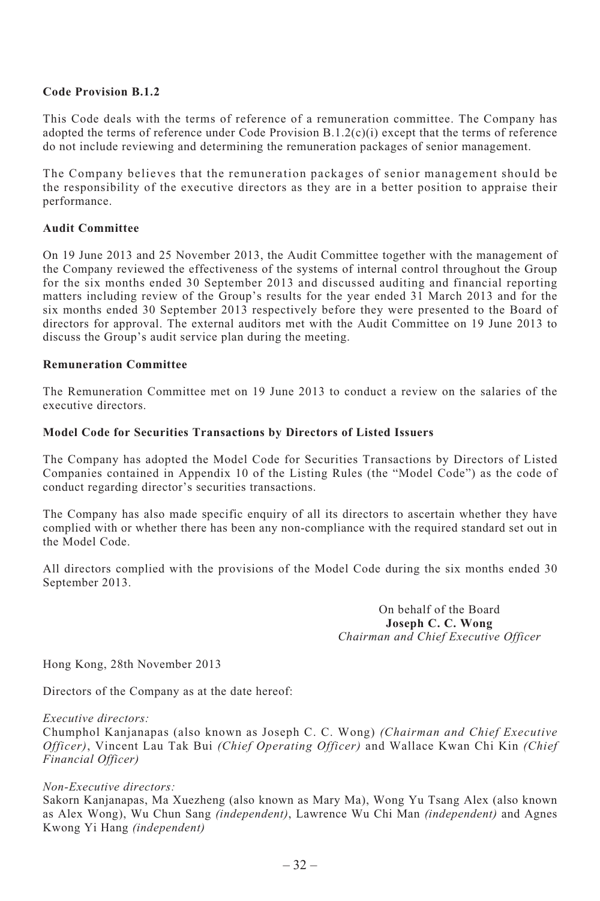**Code Provision B.1.2**

This Code deals with the terms of reference of a remuneration committee. The Company has adopted the terms of reference under Code Provision B.1.2(c)(i) except that the terms of reference do not include reviewing and determining the remuneration packages of senior management.

The Company believes that the remuneration packages of senior management should be the responsibility of the executive directors as they are in a better position to appraise their performance.

**Audit Committee**

On 19 June 2013 and 25 November 2013, the Audit Committee together with the management of the Company reviewed the effectiveness of the systems of internal control throughout the Group for the six months ended 30 September 2013 and discussed auditing and financial reporting matters including review of the Group's results for the year ended 31 March 2013 and for the six months ended 30 September 2013 respectively before they were presented to the Board of directors for approval. The external auditors met with the Audit Committee on 19 June 2013 to discuss the Group's audit service plan during the meeting.

**Remuneration Committee**

The Remuneration Committee met on 19 June 2013 to conduct a review on the salaries of the executive directors.

**Model Code for Securities Transactions by Directors of Listed Issuers**

The Company has adopted the Model Code for Securities Transactions by Directors of Listed Companies contained in Appendix 10 of the Listing Rules (the "Model Code") as the code of conduct regarding director's securities transactions.

The Company has also made specific enquiry of all its directors to ascertain whether they have complied with or whether there has been any non-compliance with the required standard set out in the Model Code.

All directors complied with the provisions of the Model Code during the six months ended 30 September 2013.

On behalf of the Board
**Joseph C. C. Wong**
*Chairman and Chief Executive Officer*

Hong Kong, 28th November 2013

Directors of the Company as at the date hereof:

*Executive directors:*
Chumphol Kanjanapas (also known as Joseph C. C. Wong) *(Chairman and Chief Executive Officer)*, Vincent Lau Tak Bui *(Chief Operating Officer)* and Wallace Kwan Chi Kin *(Chief Financial Officer)*

*Non-Executive directors:*
Sakorn Kanjanapas, Ma Xuezheng (also known as Mary Ma), Wong Yu Tsang Alex (also known as Alex Wong), Wu Chun Sang *(independent)*, Lawrence Wu Chi Man *(independent)* and Agnes Kwong Yi Hang *(independent)*